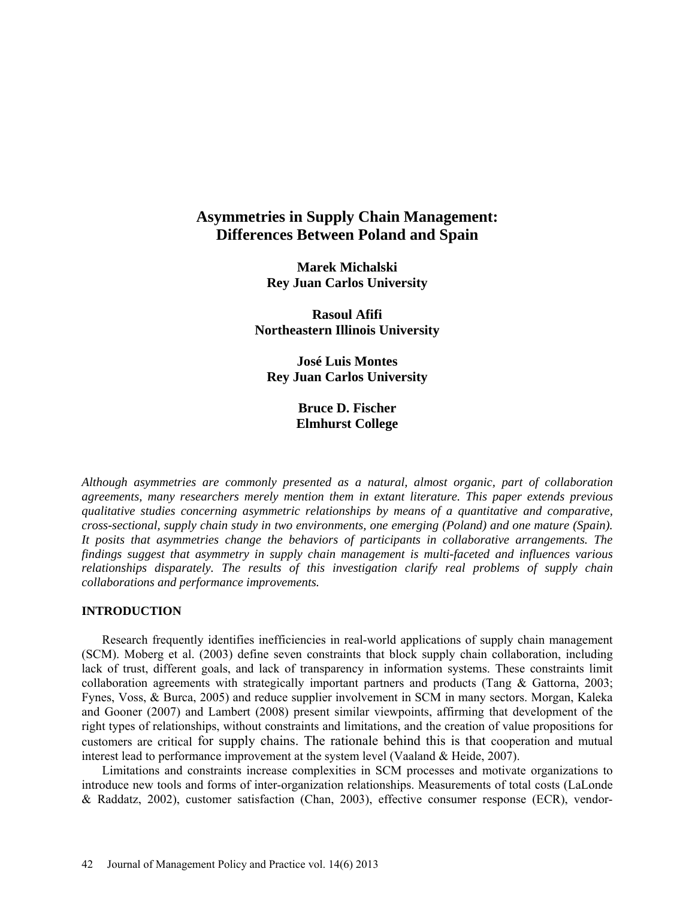# Asymmetries in Supply Chain Management: Differences Between Poland and Spain

**Marek Michalski**
**Rey Juan Carlos University**

**Rasoul Afifi**
**Northeastern Illinois University**

**José Luis Montes**
**Rey Juan Carlos University**

**Bruce D. Fischer**
**Elmhurst College**

*Although asymmetries are commonly presented as a natural, almost organic, part of collaboration agreements, many researchers merely mention them in extant literature. This paper extends previous qualitative studies concerning asymmetric relationships by means of a quantitative and comparative, cross-sectional, supply chain study in two environments, one emerging (Poland) and one mature (Spain). It posits that asymmetries change the behaviors of participants in collaborative arrangements. The findings suggest that asymmetry in supply chain management is multi-faceted and influences various relationships disparately. The results of this investigation clarify real problems of supply chain collaborations and performance improvements.*

## INTRODUCTION

Research frequently identifies inefficiencies in real-world applications of supply chain management (SCM). Moberg et al. (2003) define seven constraints that block supply chain collaboration, including lack of trust, different goals, and lack of transparency in information systems. These constraints limit collaboration agreements with strategically important partners and products (Tang & Gattorna, 2003; Fynes, Voss, & Burca, 2005) and reduce supplier involvement in SCM in many sectors. Morgan, Kaleka and Gooner (2007) and Lambert (2008) present similar viewpoints, affirming that development of the right types of relationships, without constraints and limitations, and the creation of value propositions for customers are critical for supply chains. The rationale behind this is that cooperation and mutual interest lead to performance improvement at the system level (Vaaland & Heide, 2007).

Limitations and constraints increase complexities in SCM processes and motivate organizations to introduce new tools and forms of inter-organization relationships. Measurements of total costs (LaLonde & Raddatz, 2002), customer satisfaction (Chan, 2003), effective consumer response (ECR), vendor-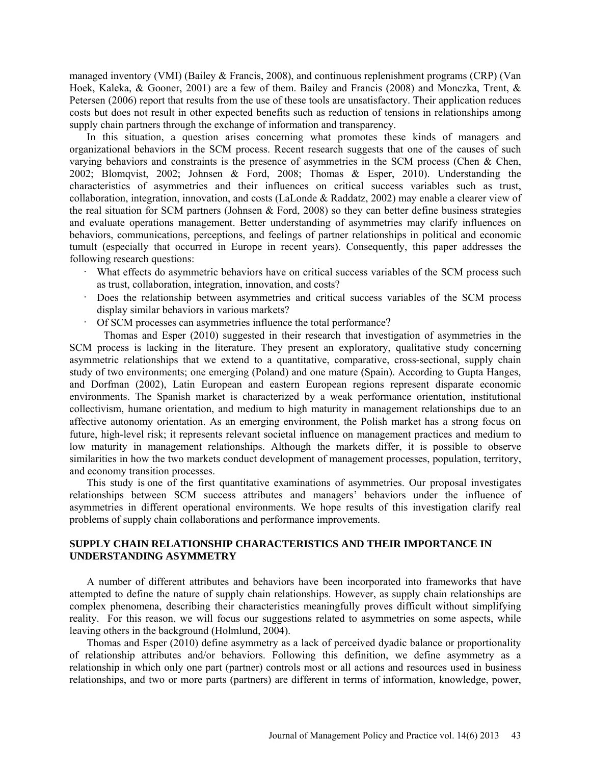managed inventory (VMI) (Bailey & Francis, 2008), and continuous replenishment programs (CRP) (Van Hoek, Kaleka, & Gooner, 2001) are a few of them. Bailey and Francis (2008) and Monczka, Trent, & Petersen (2006) report that results from the use of these tools are unsatisfactory. Their application reduces costs but does not result in other expected benefits such as reduction of tensions in relationships among supply chain partners through the exchange of information and transparency.

In this situation, a question arises concerning what promotes these kinds of managers and organizational behaviors in the SCM process. Recent research suggests that one of the causes of such varying behaviors and constraints is the presence of asymmetries in the SCM process (Chen & Chen, 2002; Blomqvist, 2002; Johnsen & Ford, 2008; Thomas & Esper, 2010). Understanding the characteristics of asymmetries and their influences on critical success variables such as trust, collaboration, integration, innovation, and costs (LaLonde & Raddatz, 2002) may enable a clearer view of the real situation for SCM partners (Johnsen & Ford, 2008) so they can better define business strategies and evaluate operations management. Better understanding of asymmetries may clarify influences on behaviors, communications, perceptions, and feelings of partner relationships in political and economic tumult (especially that occurred in Europe in recent years). Consequently, this paper addresses the following research questions:

- What effects do asymmetric behaviors have on critical success variables of the SCM process such as trust, collaboration, integration, innovation, and costs?
- Does the relationship between asymmetries and critical success variables of the SCM process display similar behaviors in various markets?
- Of SCM processes can asymmetries influence the total performance?

Thomas and Esper (2010) suggested in their research that investigation of asymmetries in the SCM process is lacking in the literature. They present an exploratory, qualitative study concerning asymmetric relationships that we extend to a quantitative, comparative, cross-sectional, supply chain study of two environments; one emerging (Poland) and one mature (Spain). According to Gupta Hanges, and Dorfman (2002), Latin European and eastern European regions represent disparate economic environments. The Spanish market is characterized by a weak performance orientation, institutional collectivism, humane orientation, and medium to high maturity in management relationships due to an affective autonomy orientation. As an emerging environment, the Polish market has a strong focus on future, high-level risk; it represents relevant societal influence on management practices and medium to low maturity in management relationships. Although the markets differ, it is possible to observe similarities in how the two markets conduct development of management processes, population, territory, and economy transition processes.

This study is one of the first quantitative examinations of asymmetries. Our proposal investigates relationships between SCM success attributes and managers' behaviors under the influence of asymmetries in different operational environments. We hope results of this investigation clarify real problems of supply chain collaborations and performance improvements.

## SUPPLY CHAIN RELATIONSHIP CHARACTERISTICS AND THEIR IMPORTANCE IN UNDERSTANDING ASYMMETRY

A number of different attributes and behaviors have been incorporated into frameworks that have attempted to define the nature of supply chain relationships. However, as supply chain relationships are complex phenomena, describing their characteristics meaningfully proves difficult without simplifying reality. For this reason, we will focus our suggestions related to asymmetries on some aspects, while leaving others in the background (Holmlund, 2004).

Thomas and Esper (2010) define asymmetry as a lack of perceived dyadic balance or proportionality of relationship attributes and/or behaviors. Following this definition, we define asymmetry as a relationship in which only one part (partner) controls most or all actions and resources used in business relationships, and two or more parts (partners) are different in terms of information, knowledge, power,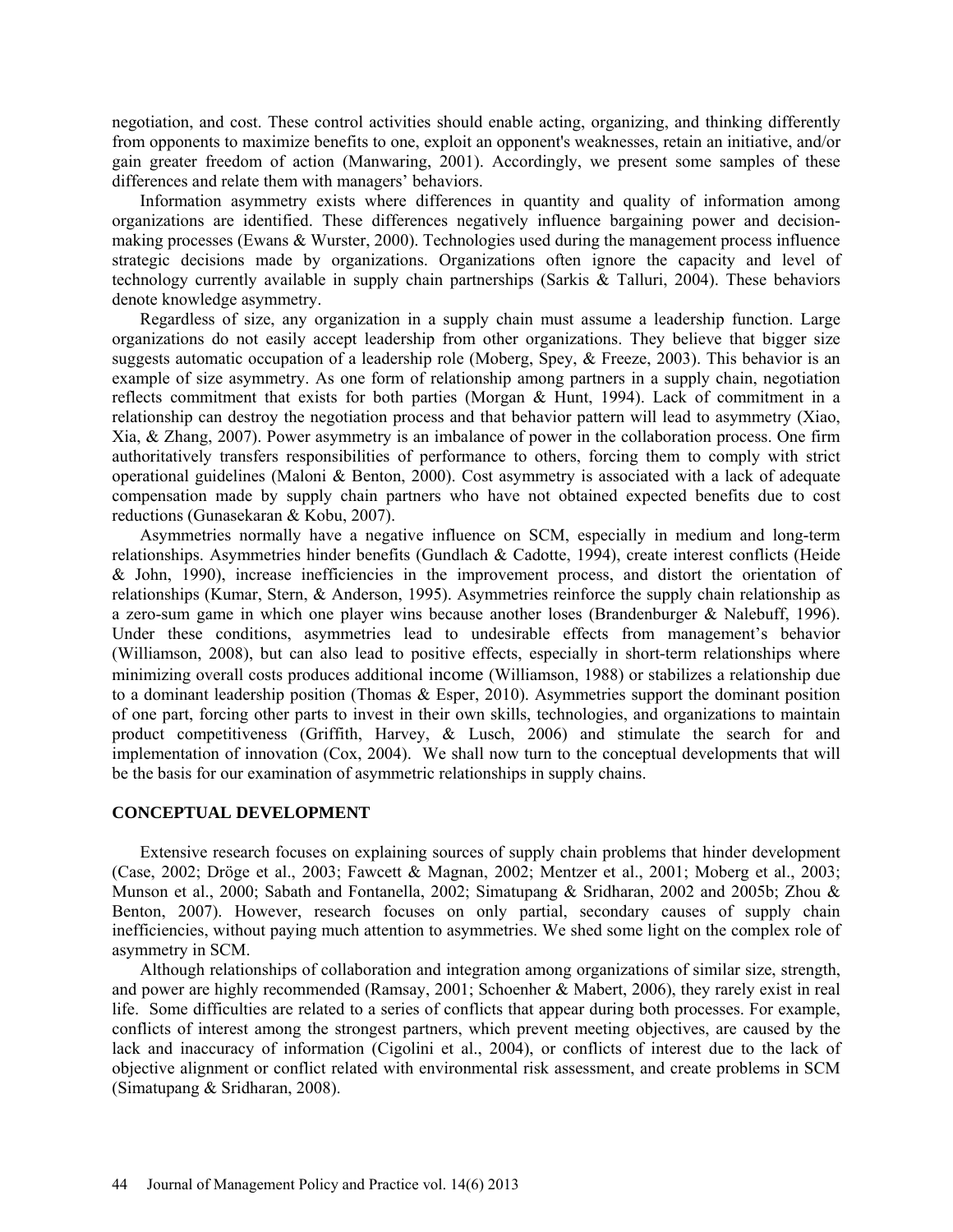negotiation, and cost. These control activities should enable acting, organizing, and thinking differently from opponents to maximize benefits to one, exploit an opponent's weaknesses, retain an initiative, and/or gain greater freedom of action (Manwaring, 2001). Accordingly, we present some samples of these differences and relate them with managers' behaviors.

Information asymmetry exists where differences in quantity and quality of information among organizations are identified. These differences negatively influence bargaining power and decision-making processes (Ewans & Wurster, 2000). Technologies used during the management process influence strategic decisions made by organizations. Organizations often ignore the capacity and level of technology currently available in supply chain partnerships (Sarkis & Talluri, 2004). These behaviors denote knowledge asymmetry.

Regardless of size, any organization in a supply chain must assume a leadership function. Large organizations do not easily accept leadership from other organizations. They believe that bigger size suggests automatic occupation of a leadership role (Moberg, Spey, & Freeze, 2003). This behavior is an example of size asymmetry. As one form of relationship among partners in a supply chain, negotiation reflects commitment that exists for both parties (Morgan & Hunt, 1994). Lack of commitment in a relationship can destroy the negotiation process and that behavior pattern will lead to asymmetry (Xiao, Xia, & Zhang, 2007). Power asymmetry is an imbalance of power in the collaboration process. One firm authoritatively transfers responsibilities of performance to others, forcing them to comply with strict operational guidelines (Maloni & Benton, 2000). Cost asymmetry is associated with a lack of adequate compensation made by supply chain partners who have not obtained expected benefits due to cost reductions (Gunasekaran & Kobu, 2007).

Asymmetries normally have a negative influence on SCM, especially in medium and long-term relationships. Asymmetries hinder benefits (Gundlach & Cadotte, 1994), create interest conflicts (Heide & John, 1990), increase inefficiencies in the improvement process, and distort the orientation of relationships (Kumar, Stern, & Anderson, 1995). Asymmetries reinforce the supply chain relationship as a zero-sum game in which one player wins because another loses (Brandenburger & Nalebuff, 1996). Under these conditions, asymmetries lead to undesirable effects from management's behavior (Williamson, 2008), but can also lead to positive effects, especially in short-term relationships where minimizing overall costs produces additional income (Williamson, 1988) or stabilizes a relationship due to a dominant leadership position (Thomas & Esper, 2010). Asymmetries support the dominant position of one part, forcing other parts to invest in their own skills, technologies, and organizations to maintain product competitiveness (Griffith, Harvey, & Lusch, 2006) and stimulate the search for and implementation of innovation (Cox, 2004). We shall now turn to the conceptual developments that will be the basis for our examination of asymmetric relationships in supply chains.

## CONCEPTUAL DEVELOPMENT

Extensive research focuses on explaining sources of supply chain problems that hinder development (Case, 2002; Dröge et al., 2003; Fawcett & Magnan, 2002; Mentzer et al., 2001; Moberg et al., 2003; Munson et al., 2000; Sabath and Fontanella, 2002; Simatupang & Sridharan, 2002 and 2005b; Zhou & Benton, 2007). However, research focuses on only partial, secondary causes of supply chain inefficiencies, without paying much attention to asymmetries. We shed some light on the complex role of asymmetry in SCM.

Although relationships of collaboration and integration among organizations of similar size, strength, and power are highly recommended (Ramsay, 2001; Schoenher & Mabert, 2006), they rarely exist in real life. Some difficulties are related to a series of conflicts that appear during both processes. For example, conflicts of interest among the strongest partners, which prevent meeting objectives, are caused by the lack and inaccuracy of information (Cigolini et al., 2004), or conflicts of interest due to the lack of objective alignment or conflict related with environmental risk assessment, and create problems in SCM (Simatupang & Sridharan, 2008).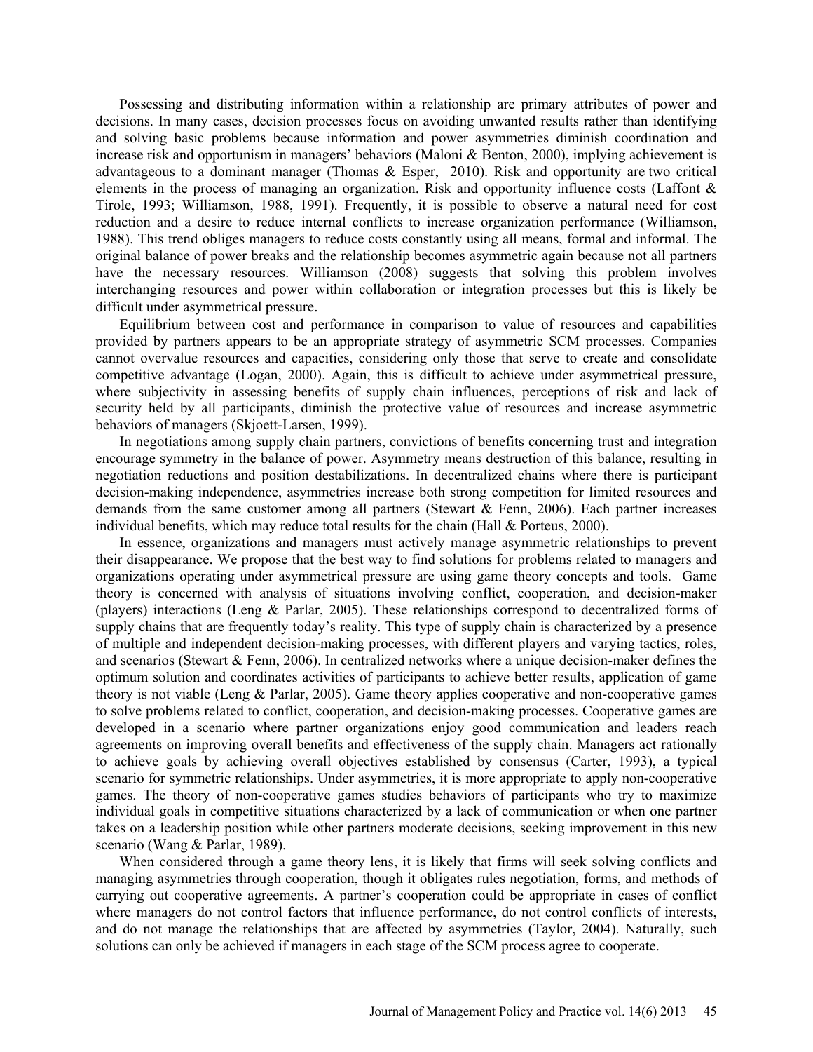Possessing and distributing information within a relationship are primary attributes of power and decisions. In many cases, decision processes focus on avoiding unwanted results rather than identifying and solving basic problems because information and power asymmetries diminish coordination and increase risk and opportunism in managers' behaviors (Maloni & Benton, 2000), implying achievement is advantageous to a dominant manager (Thomas & Esper, 2010). Risk and opportunity are two critical elements in the process of managing an organization. Risk and opportunity influence costs (Laffont & Tirole, 1993; Williamson, 1988, 1991). Frequently, it is possible to observe a natural need for cost reduction and a desire to reduce internal conflicts to increase organization performance (Williamson, 1988). This trend obliges managers to reduce costs constantly using all means, formal and informal. The original balance of power breaks and the relationship becomes asymmetric again because not all partners have the necessary resources. Williamson (2008) suggests that solving this problem involves interchanging resources and power within collaboration or integration processes but this is likely be difficult under asymmetrical pressure.

Equilibrium between cost and performance in comparison to value of resources and capabilities provided by partners appears to be an appropriate strategy of asymmetric SCM processes. Companies cannot overvalue resources and capacities, considering only those that serve to create and consolidate competitive advantage (Logan, 2000). Again, this is difficult to achieve under asymmetrical pressure, where subjectivity in assessing benefits of supply chain influences, perceptions of risk and lack of security held by all participants, diminish the protective value of resources and increase asymmetric behaviors of managers (Skjoett-Larsen, 1999).

In negotiations among supply chain partners, convictions of benefits concerning trust and integration encourage symmetry in the balance of power. Asymmetry means destruction of this balance, resulting in negotiation reductions and position destabilizations. In decentralized chains where there is participant decision-making independence, asymmetries increase both strong competition for limited resources and demands from the same customer among all partners (Stewart & Fenn, 2006). Each partner increases individual benefits, which may reduce total results for the chain (Hall & Porteus, 2000).

In essence, organizations and managers must actively manage asymmetric relationships to prevent their disappearance. We propose that the best way to find solutions for problems related to managers and organizations operating under asymmetrical pressure are using game theory concepts and tools. Game theory is concerned with analysis of situations involving conflict, cooperation, and decision-maker (players) interactions (Leng & Parlar, 2005). These relationships correspond to decentralized forms of supply chains that are frequently today's reality. This type of supply chain is characterized by a presence of multiple and independent decision-making processes, with different players and varying tactics, roles, and scenarios (Stewart & Fenn, 2006). In centralized networks where a unique decision-maker defines the optimum solution and coordinates activities of participants to achieve better results, application of game theory is not viable (Leng & Parlar, 2005). Game theory applies cooperative and non-cooperative games to solve problems related to conflict, cooperation, and decision-making processes. Cooperative games are developed in a scenario where partner organizations enjoy good communication and leaders reach agreements on improving overall benefits and effectiveness of the supply chain. Managers act rationally to achieve goals by achieving overall objectives established by consensus (Carter, 1993), a typical scenario for symmetric relationships. Under asymmetries, it is more appropriate to apply non-cooperative games. The theory of non-cooperative games studies behaviors of participants who try to maximize individual goals in competitive situations characterized by a lack of communication or when one partner takes on a leadership position while other partners moderate decisions, seeking improvement in this new scenario (Wang & Parlar, 1989).

When considered through a game theory lens, it is likely that firms will seek solving conflicts and managing asymmetries through cooperation, though it obligates rules negotiation, forms, and methods of carrying out cooperative agreements. A partner's cooperation could be appropriate in cases of conflict where managers do not control factors that influence performance, do not control conflicts of interests, and do not manage the relationships that are affected by asymmetries (Taylor, 2004). Naturally, such solutions can only be achieved if managers in each stage of the SCM process agree to cooperate.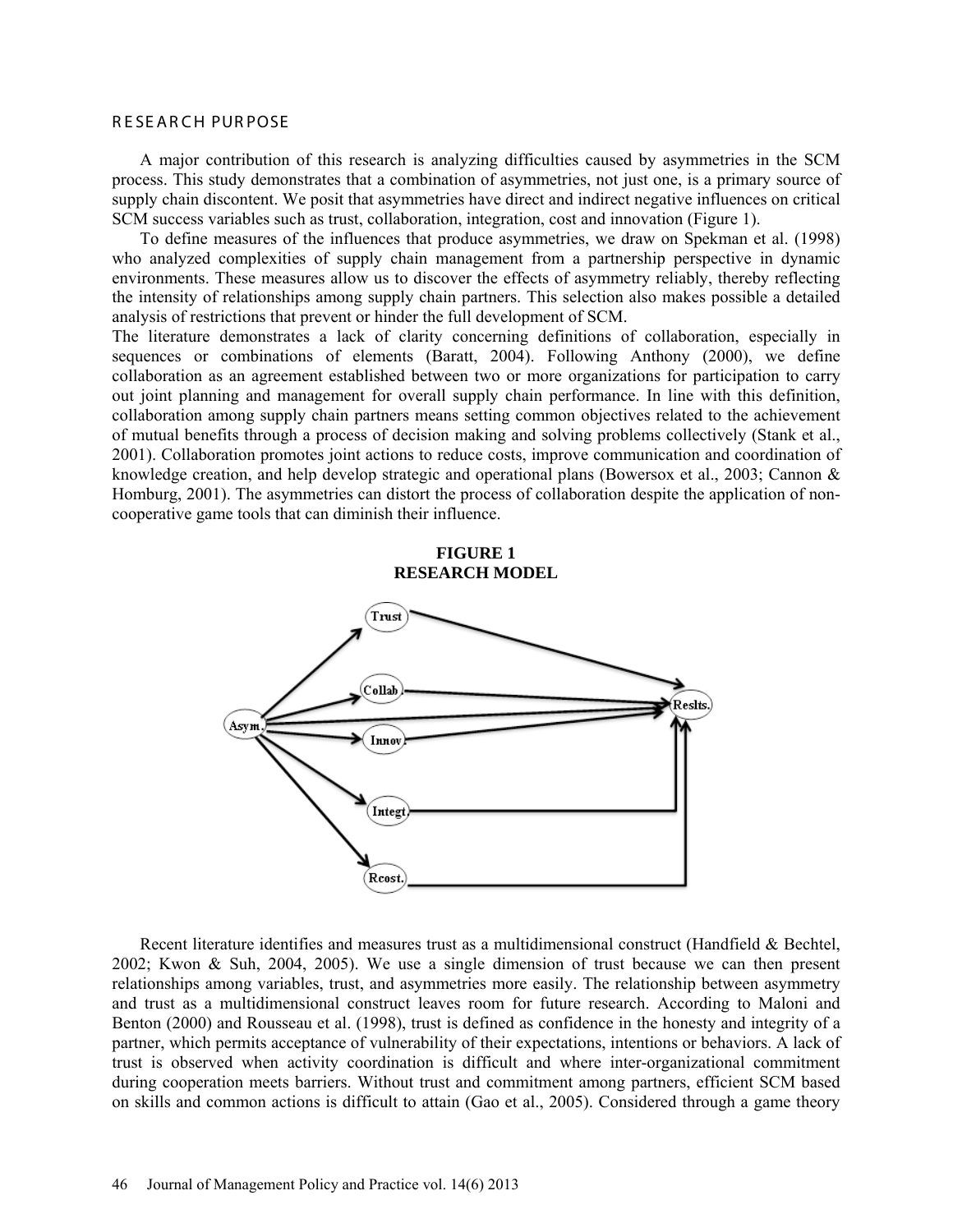## RESEARCH PURPOSE

A major contribution of this research is analyzing difficulties caused by asymmetries in the SCM process. This study demonstrates that a combination of asymmetries, not just one, is a primary source of supply chain discontent. We posit that asymmetries have direct and indirect negative influences on critical SCM success variables such as trust, collaboration, integration, cost and innovation (Figure 1).

To define measures of the influences that produce asymmetries, we draw on Spekman et al. (1998) who analyzed complexities of supply chain management from a partnership perspective in dynamic environments. These measures allow us to discover the effects of asymmetry reliably, thereby reflecting the intensity of relationships among supply chain partners. This selection also makes possible a detailed analysis of restrictions that prevent or hinder the full development of SCM.

The literature demonstrates a lack of clarity concerning definitions of collaboration, especially in sequences or combinations of elements (Baratt, 2004). Following Anthony (2000), we define collaboration as an agreement established between two or more organizations for participation to carry out joint planning and management for overall supply chain performance. In line with this definition, collaboration among supply chain partners means setting common objectives related to the achievement of mutual benefits through a process of decision making and solving problems collectively (Stank et al., 2001). Collaboration promotes joint actions to reduce costs, improve communication and coordination of knowledge creation, and help develop strategic and operational plans (Bowersox et al., 2003; Cannon & Homburg, 2001). The asymmetries can distort the process of collaboration despite the application of non-cooperative game tools that can diminish their influence.

**FIGURE 1**
**RESEARCH MODEL**

Recent literature identifies and measures trust as a multidimensional construct (Handfield & Bechtel, 2002; Kwon & Suh, 2004, 2005). We use a single dimension of trust because we can then present relationships among variables, trust, and asymmetries more easily. The relationship between asymmetry and trust as a multidimensional construct leaves room for future research. According to Maloni and Benton (2000) and Rousseau et al. (1998), trust is defined as confidence in the honesty and integrity of a partner, which permits acceptance of vulnerability of their expectations, intentions or behaviors. A lack of trust is observed when activity coordination is difficult and where inter-organizational commitment during cooperation meets barriers. Without trust and commitment among partners, efficient SCM based on skills and common actions is difficult to attain (Gao et al., 2005). Considered through a game theory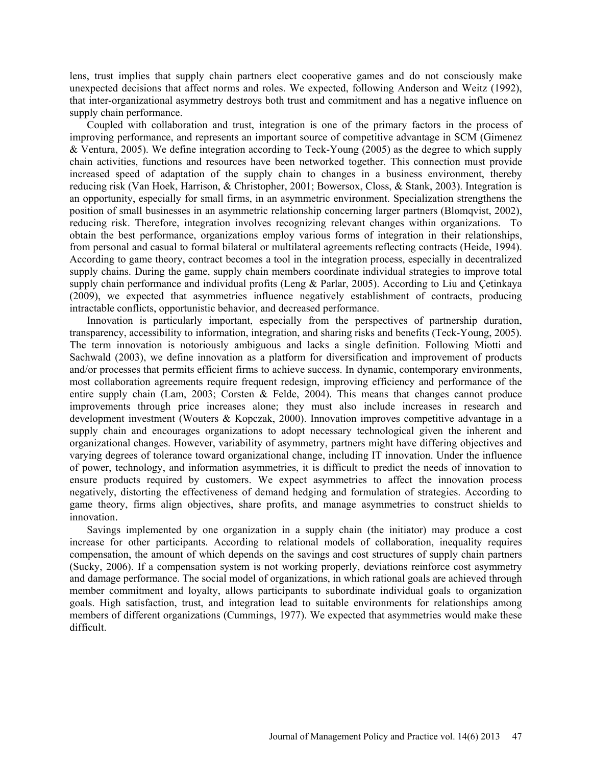lens, trust implies that supply chain partners elect cooperative games and do not consciously make unexpected decisions that affect norms and roles. We expected, following Anderson and Weitz (1992), that inter-organizational asymmetry destroys both trust and commitment and has a negative influence on supply chain performance.

Coupled with collaboration and trust, integration is one of the primary factors in the process of improving performance, and represents an important source of competitive advantage in SCM (Gimenez & Ventura, 2005). We define integration according to Teck-Young (2005) as the degree to which supply chain activities, functions and resources have been networked together. This connection must provide increased speed of adaptation of the supply chain to changes in a business environment, thereby reducing risk (Van Hoek, Harrison, & Christopher, 2001; Bowersox, Closs, & Stank, 2003). Integration is an opportunity, especially for small firms, in an asymmetric environment. Specialization strengthens the position of small businesses in an asymmetric relationship concerning larger partners (Blomqvist, 2002), reducing risk. Therefore, integration involves recognizing relevant changes within organizations. To obtain the best performance, organizations employ various forms of integration in their relationships, from personal and casual to formal bilateral or multilateral agreements reflecting contracts (Heide, 1994). According to game theory, contract becomes a tool in the integration process, especially in decentralized supply chains. During the game, supply chain members coordinate individual strategies to improve total supply chain performance and individual profits (Leng & Parlar, 2005). According to Liu and Çetinkaya (2009), we expected that asymmetries influence negatively establishment of contracts, producing intractable conflicts, opportunistic behavior, and decreased performance.

Innovation is particularly important, especially from the perspectives of partnership duration, transparency, accessibility to information, integration, and sharing risks and benefits (Teck-Young, 2005). The term innovation is notoriously ambiguous and lacks a single definition. Following Miotti and Sachwald (2003), we define innovation as a platform for diversification and improvement of products and/or processes that permits efficient firms to achieve success. In dynamic, contemporary environments, most collaboration agreements require frequent redesign, improving efficiency and performance of the entire supply chain (Lam, 2003; Corsten & Felde, 2004). This means that changes cannot produce improvements through price increases alone; they must also include increases in research and development investment (Wouters & Kopczak, 2000). Innovation improves competitive advantage in a supply chain and encourages organizations to adopt necessary technological given the inherent and organizational changes. However, variability of asymmetry, partners might have differing objectives and varying degrees of tolerance toward organizational change, including IT innovation. Under the influence of power, technology, and information asymmetries, it is difficult to predict the needs of innovation to ensure products required by customers. We expect asymmetries to affect the innovation process negatively, distorting the effectiveness of demand hedging and formulation of strategies. According to game theory, firms align objectives, share profits, and manage asymmetries to construct shields to innovation.

Savings implemented by one organization in a supply chain (the initiator) may produce a cost increase for other participants. According to relational models of collaboration, inequality requires compensation, the amount of which depends on the savings and cost structures of supply chain partners (Sucky, 2006). If a compensation system is not working properly, deviations reinforce cost asymmetry and damage performance. The social model of organizations, in which rational goals are achieved through member commitment and loyalty, allows participants to subordinate individual goals to organization goals. High satisfaction, trust, and integration lead to suitable environments for relationships among members of different organizations (Cummings, 1977). We expected that asymmetries would make these difficult.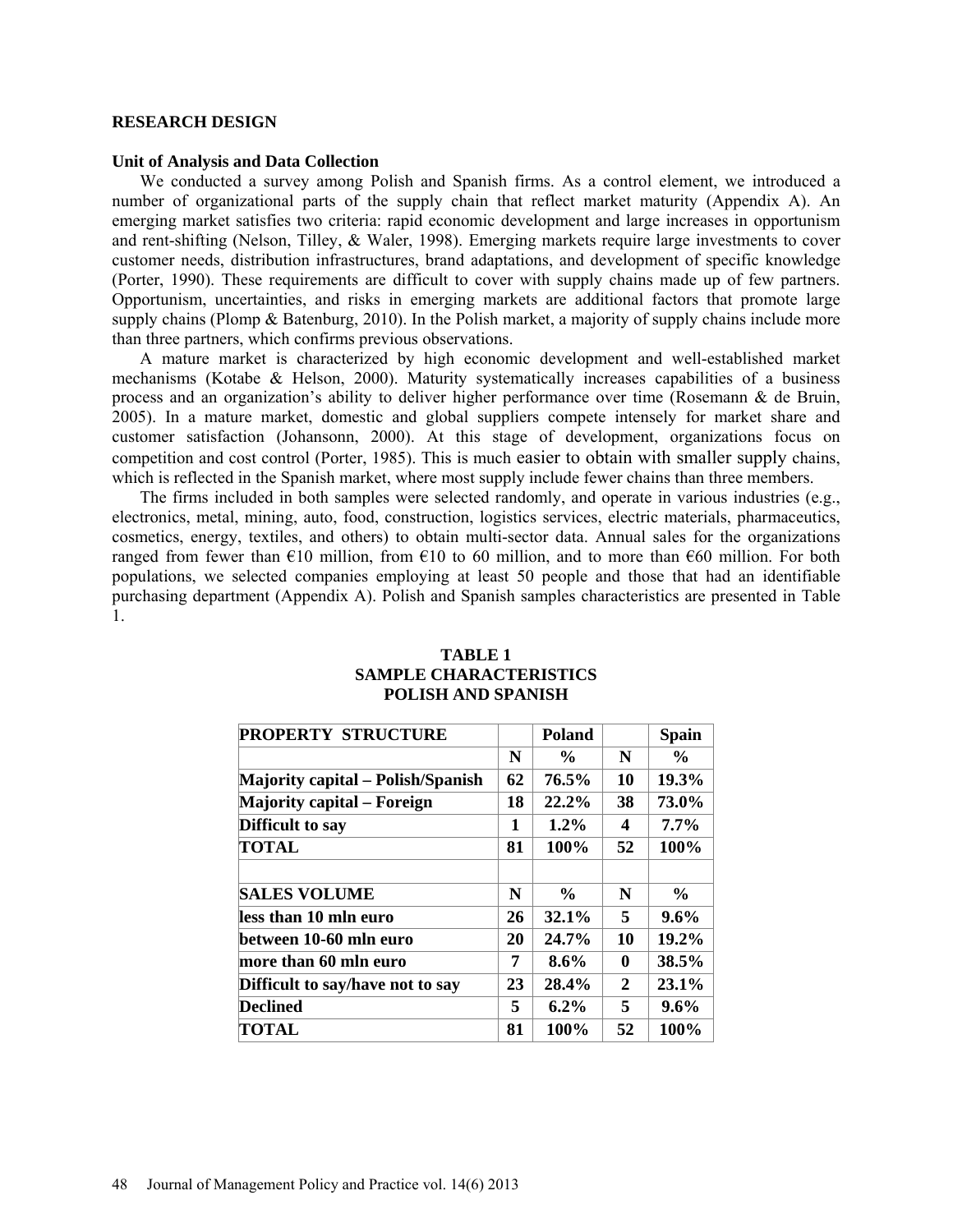## RESEARCH DESIGN

### Unit of Analysis and Data Collection

We conducted a survey among Polish and Spanish firms. As a control element, we introduced a number of organizational parts of the supply chain that reflect market maturity (Appendix A). An emerging market satisfies two criteria: rapid economic development and large increases in opportunism and rent-shifting (Nelson, Tilley, & Waler, 1998). Emerging markets require large investments to cover customer needs, distribution infrastructures, brand adaptations, and development of specific knowledge (Porter, 1990). These requirements are difficult to cover with supply chains made up of few partners. Opportunism, uncertainties, and risks in emerging markets are additional factors that promote large supply chains (Plomp & Batenburg, 2010). In the Polish market, a majority of supply chains include more than three partners, which confirms previous observations.

A mature market is characterized by high economic development and well-established market mechanisms (Kotabe & Helson, 2000). Maturity systematically increases capabilities of a business process and an organization's ability to deliver higher performance over time (Rosemann & de Bruin, 2005). In a mature market, domestic and global suppliers compete intensely for market share and customer satisfaction (Johansonn, 2000). At this stage of development, organizations focus on competition and cost control (Porter, 1985). This is much easier to obtain with smaller supply chains, which is reflected in the Spanish market, where most supply include fewer chains than three members.

The firms included in both samples were selected randomly, and operate in various industries (e.g., electronics, metal, mining, auto, food, construction, logistics services, electric materials, pharmaceutics, cosmetics, energy, textiles, and others) to obtain multi-sector data. Annual sales for the organizations ranged from fewer than €10 million, from €10 to 60 million, and to more than €60 million. For both populations, we selected companies employing at least 50 people and those that had an identifiable purchasing department (Appendix A). Polish and Spanish samples characteristics are presented in Table 1.

**TABLE 1**
**SAMPLE CHARACTERISTICS**
**POLISH AND SPANISH**

| PROPERTY STRUCTURE | | Poland | | Spain |
|---|---|---|---|---|
| | N | % | N | % |
| Majority capital – Polish/Spanish | 62 | 76.5% | 10 | 19.3% |
| Majority capital – Foreign | 18 | 22.2% | 38 | 73.0% |
| Difficult to say | 1 | 1.2% | 4 | 7.7% |
| TOTAL | 81 | 100% | 52 | 100% |
| | | | | |
| SALES VOLUME | N | % | N | % |
| less than 10 mln euro | 26 | 32.1% | 5 | 9.6% |
| between 10-60 mln euro | 20 | 24.7% | 10 | 19.2% |
| more than 60 mln euro | 7 | 8.6% | 0 | 38.5% |
| Difficult to say/have not to say | 23 | 28.4% | 2 | 23.1% |
| Declined | 5 | 6.2% | 5 | 9.6% |
| TOTAL | 81 | 100% | 52 | 100% |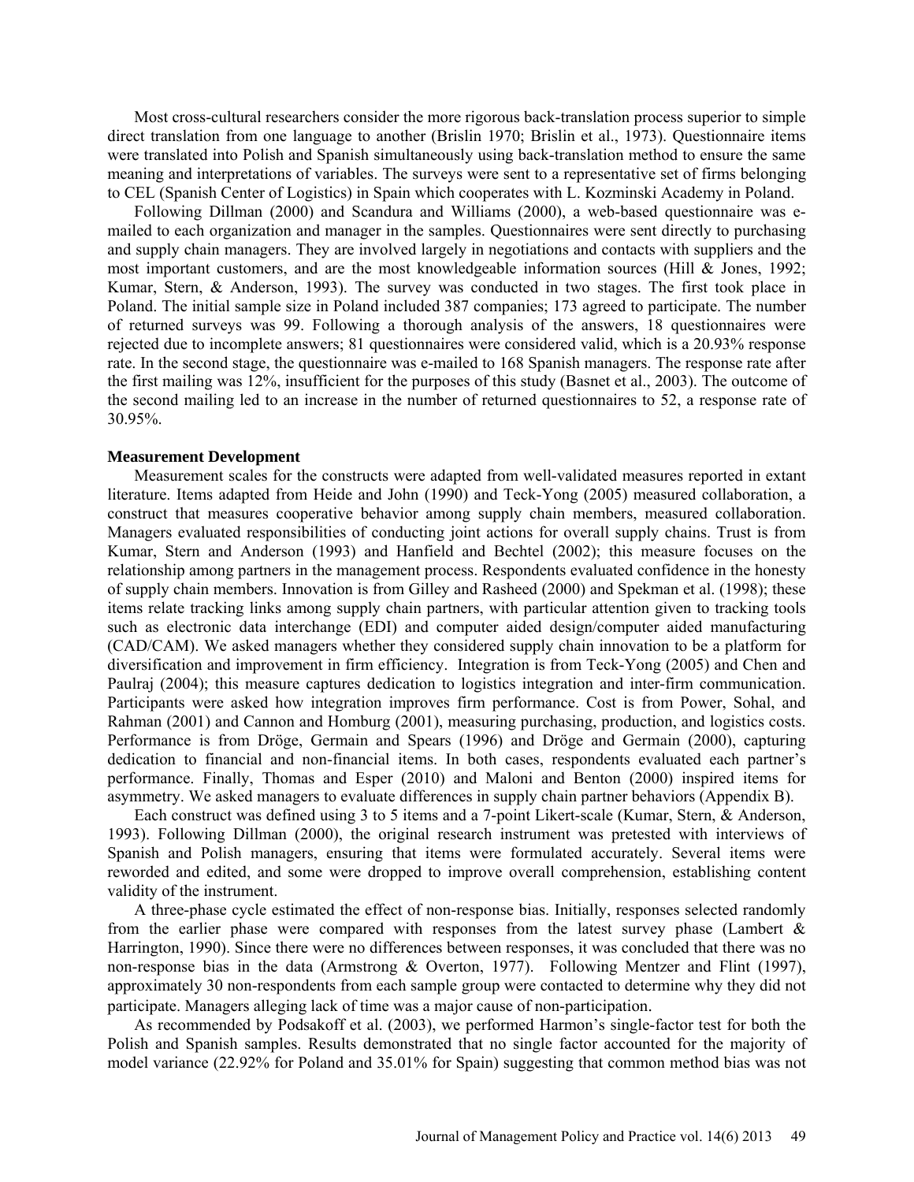Most cross-cultural researchers consider the more rigorous back-translation process superior to simple direct translation from one language to another (Brislin 1970; Brislin et al., 1973). Questionnaire items were translated into Polish and Spanish simultaneously using back-translation method to ensure the same meaning and interpretations of variables. The surveys were sent to a representative set of firms belonging to CEL (Spanish Center of Logistics) in Spain which cooperates with L. Kozminski Academy in Poland.

Following Dillman (2000) and Scandura and Williams (2000), a web-based questionnaire was e-mailed to each organization and manager in the samples. Questionnaires were sent directly to purchasing and supply chain managers. They are involved largely in negotiations and contacts with suppliers and the most important customers, and are the most knowledgeable information sources (Hill & Jones, 1992; Kumar, Stern, & Anderson, 1993). The survey was conducted in two stages. The first took place in Poland. The initial sample size in Poland included 387 companies; 173 agreed to participate. The number of returned surveys was 99. Following a thorough analysis of the answers, 18 questionnaires were rejected due to incomplete answers; 81 questionnaires were considered valid, which is a 20.93% response rate. In the second stage, the questionnaire was e-mailed to 168 Spanish managers. The response rate after the first mailing was 12%, insufficient for the purposes of this study (Basnet et al., 2003). The outcome of the second mailing led to an increase in the number of returned questionnaires to 52, a response rate of 30.95%.

**Measurement Development**

Measurement scales for the constructs were adapted from well-validated measures reported in extant literature. Items adapted from Heide and John (1990) and Teck-Yong (2005) measured collaboration, a construct that measures cooperative behavior among supply chain members, measured collaboration. Managers evaluated responsibilities of conducting joint actions for overall supply chains. Trust is from Kumar, Stern and Anderson (1993) and Hanfield and Bechtel (2002); this measure focuses on the relationship among partners in the management process. Respondents evaluated confidence in the honesty of supply chain members. Innovation is from Gilley and Rasheed (2000) and Spekman et al. (1998); these items relate tracking links among supply chain partners, with particular attention given to tracking tools such as electronic data interchange (EDI) and computer aided design/computer aided manufacturing (CAD/CAM). We asked managers whether they considered supply chain innovation to be a platform for diversification and improvement in firm efficiency. Integration is from Teck-Yong (2005) and Chen and Paulraj (2004); this measure captures dedication to logistics integration and inter-firm communication. Participants were asked how integration improves firm performance. Cost is from Power, Sohal, and Rahman (2001) and Cannon and Homburg (2001), measuring purchasing, production, and logistics costs. Performance is from Dröge, Germain and Spears (1996) and Dröge and Germain (2000), capturing dedication to financial and non-financial items. In both cases, respondents evaluated each partner's performance. Finally, Thomas and Esper (2010) and Maloni and Benton (2000) inspired items for asymmetry. We asked managers to evaluate differences in supply chain partner behaviors (Appendix B).

Each construct was defined using 3 to 5 items and a 7-point Likert-scale (Kumar, Stern, & Anderson, 1993). Following Dillman (2000), the original research instrument was pretested with interviews of Spanish and Polish managers, ensuring that items were formulated accurately. Several items were reworded and edited, and some were dropped to improve overall comprehension, establishing content validity of the instrument.

A three-phase cycle estimated the effect of non-response bias. Initially, responses selected randomly from the earlier phase were compared with responses from the latest survey phase (Lambert & Harrington, 1990). Since there were no differences between responses, it was concluded that there was no non-response bias in the data (Armstrong & Overton, 1977). Following Mentzer and Flint (1997), approximately 30 non-respondents from each sample group were contacted to determine why they did not participate. Managers alleging lack of time was a major cause of non-participation.

As recommended by Podsakoff et al. (2003), we performed Harmon's single-factor test for both the Polish and Spanish samples. Results demonstrated that no single factor accounted for the majority of model variance (22.92% for Poland and 35.01% for Spain) suggesting that common method bias was not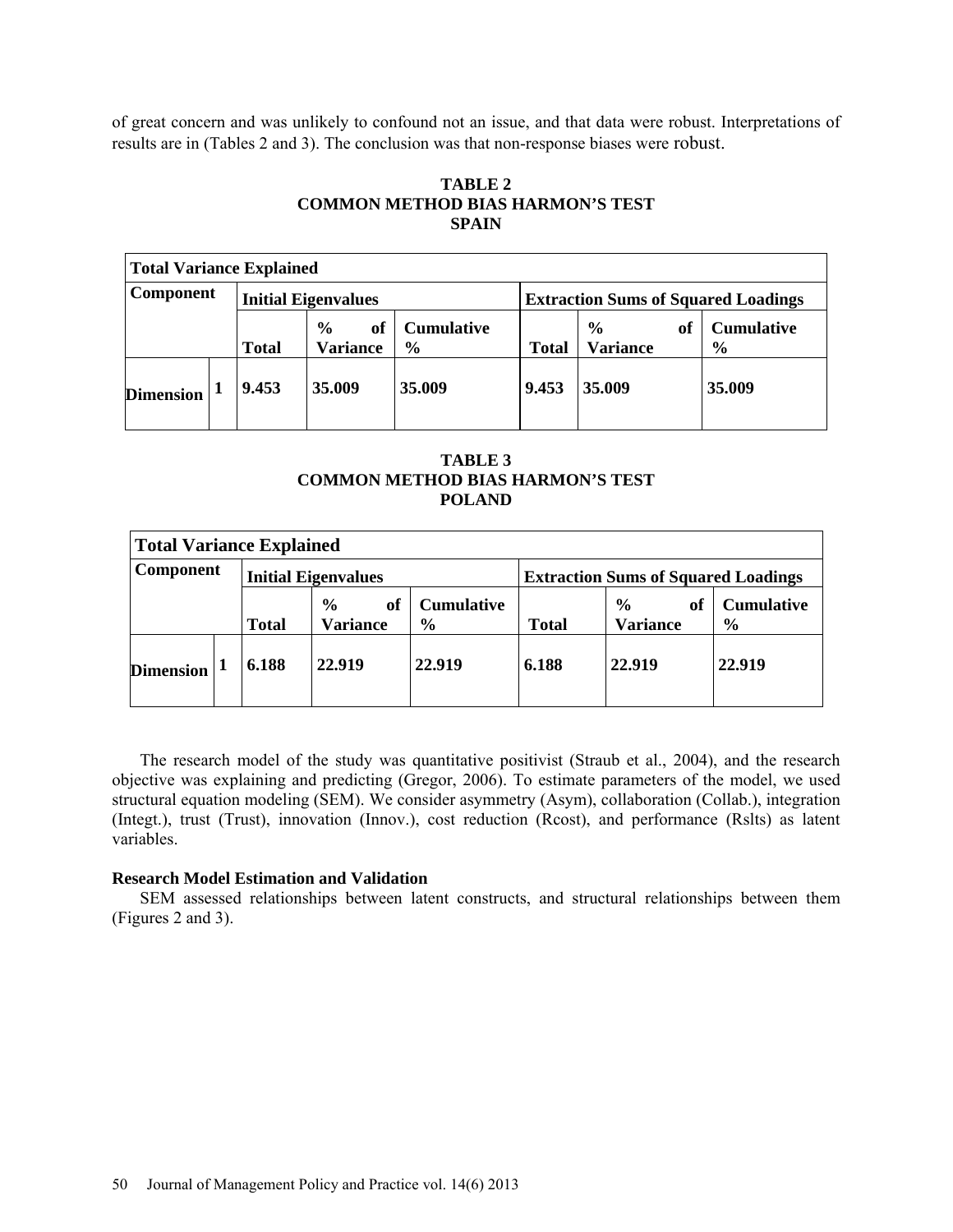of great concern and was unlikely to confound not an issue, and that data were robust. Interpretations of results are in (Tables 2 and 3). The conclusion was that non-response biases were robust.

**TABLE 2**
**COMMON METHOD BIAS HARMON'S TEST**
**SPAIN**

| **Total Variance Explained** | | | | | | | |
|---|---|---|---|---|---|---|---|
| **Component** | | **Initial Eigenvalues** | | | **Extraction Sums of Squared Loadings** | | |
| | | **Total** | **% of Variance** | **Cumulative %** | **Total** | **% of Variance** | **Cumulative %** |
| **Dimension** | **1** | **9.453** | **35.009** | **35.009** | **9.453** | **35.009** | **35.009** |

**TABLE 3**
**COMMON METHOD BIAS HARMON'S TEST**
**POLAND**

| **Total Variance Explained** | | | | | | | |
|---|---|---|---|---|---|---|---|
| **Component** | | **Initial Eigenvalues** | | | **Extraction Sums of Squared Loadings** | | |
| | | **Total** | **% of Variance** | **Cumulative %** | **Total** | **% of Variance** | **Cumulative %** |
| **Dimension** | **1** | **6.188** | **22.919** | **22.919** | **6.188** | **22.919** | **22.919** |

The research model of the study was quantitative positivist (Straub et al., 2004), and the research objective was explaining and predicting (Gregor, 2006). To estimate parameters of the model, we used structural equation modeling (SEM). We consider asymmetry (Asym), collaboration (Collab.), integration (Integt.), trust (Trust), innovation (Innov.), cost reduction (Rcost), and performance (Rslts) as latent variables.

**Research Model Estimation and Validation**

SEM assessed relationships between latent constructs, and structural relationships between them (Figures 2 and 3).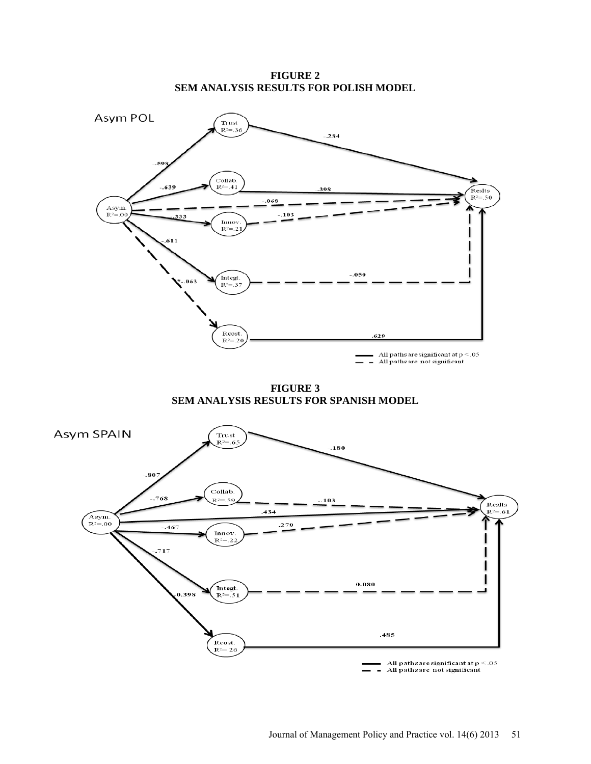**FIGURE 2**
**SEM ANALYSIS RESULTS FOR POLISH MODEL**

Asym POL

Trust $R^2$=.36

Collab. $R^2$=.41

Asym. $R^2$=.00

Innov. $R^2$=.21

Integt. $R^2$=.37

Rcost. $R^2$=.20

Reslts $R^2$=.50

.598

-.639

-.333

-.611

*-.063

-.284

.398

-.068

-.103

-.050

.629

All paths are significant at $p < .05$
All paths are not significant

**FIGURE 3**
**SEM ANALYSIS RESULTS FOR SPANISH MODEL**

Asym SPAIN

Trust $R^2$=.65

Collab. $R^2$=.59

Asym. $R^2$=.00

Innov. $R^2$=.22

Integt. $R^2$=.51

Rcost. $R^2$=.26

Reslts $R^2$=.61

-.807

-.768

-.467

-.717

-0.398

-.180

-.103

.434

.279

0.080

.485

All paths are significant at $p < .05$
All paths are not significant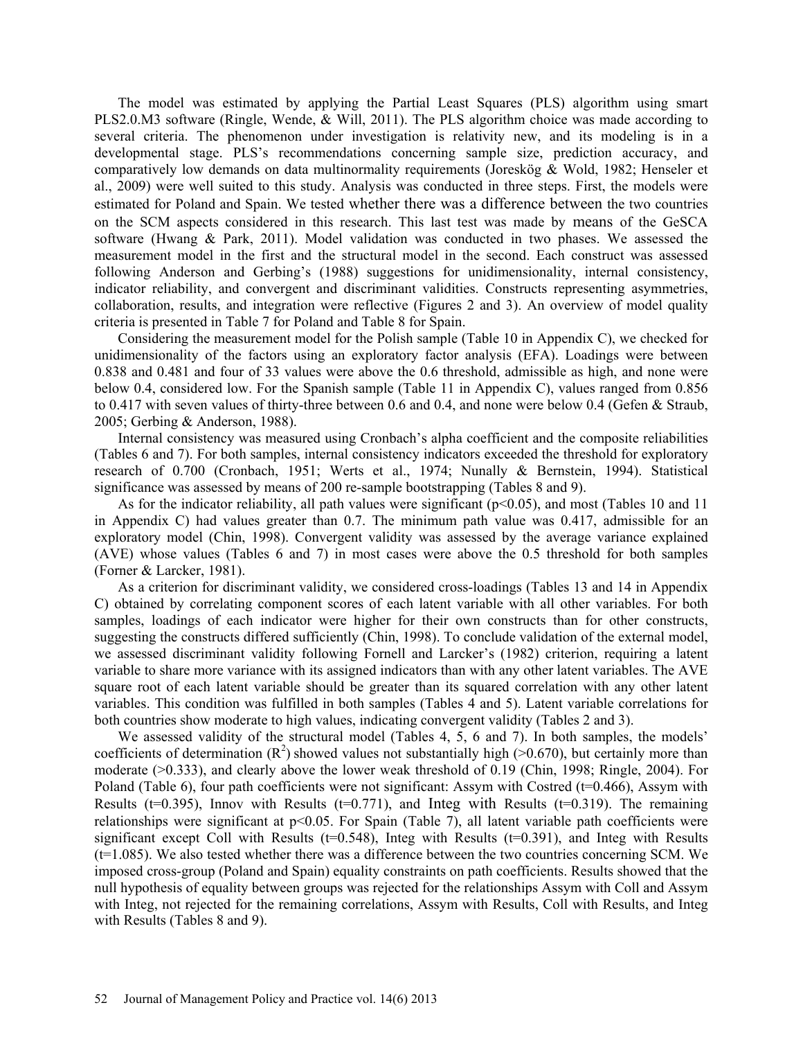The model was estimated by applying the Partial Least Squares (PLS) algorithm using smart PLS2.0.M3 software (Ringle, Wende, & Will, 2011). The PLS algorithm choice was made according to several criteria. The phenomenon under investigation is relativity new, and its modeling is in a developmental stage. PLS's recommendations concerning sample size, prediction accuracy, and comparatively low demands on data multinormality requirements (Joreskög & Wold, 1982; Henseler et al., 2009) were well suited to this study. Analysis was conducted in three steps. First, the models were estimated for Poland and Spain. We tested whether there was a difference between the two countries on the SCM aspects considered in this research. This last test was made by means of the GeSCA software (Hwang & Park, 2011). Model validation was conducted in two phases. We assessed the measurement model in the first and the structural model in the second. Each construct was assessed following Anderson and Gerbing's (1988) suggestions for unidimensionality, internal consistency, indicator reliability, and convergent and discriminant validities. Constructs representing asymmetries, collaboration, results, and integration were reflective (Figures 2 and 3). An overview of model quality criteria is presented in Table 7 for Poland and Table 8 for Spain.

Considering the measurement model for the Polish sample (Table 10 in Appendix C), we checked for unidimensionality of the factors using an exploratory factor analysis (EFA). Loadings were between 0.838 and 0.481 and four of 33 values were above the 0.6 threshold, admissible as high, and none were below 0.4, considered low. For the Spanish sample (Table 11 in Appendix C), values ranged from 0.856 to 0.417 with seven values of thirty-three between 0.6 and 0.4, and none were below 0.4 (Gefen & Straub, 2005; Gerbing & Anderson, 1988).

Internal consistency was measured using Cronbach's alpha coefficient and the composite reliabilities (Tables 6 and 7). For both samples, internal consistency indicators exceeded the threshold for exploratory research of 0.700 (Cronbach, 1951; Werts et al., 1974; Nunally & Bernstein, 1994). Statistical significance was assessed by means of 200 re-sample bootstrapping (Tables 8 and 9).

As for the indicator reliability, all path values were significant ($p<0.05$), and most (Tables 10 and 11 in Appendix C) had values greater than 0.7. The minimum path value was 0.417, admissible for an exploratory model (Chin, 1998). Convergent validity was assessed by the average variance explained (AVE) whose values (Tables 6 and 7) in most cases were above the 0.5 threshold for both samples (Forner & Larcker, 1981).

As a criterion for discriminant validity, we considered cross-loadings (Tables 13 and 14 in Appendix C) obtained by correlating component scores of each latent variable with all other variables. For both samples, loadings of each indicator were higher for their own constructs than for other constructs, suggesting the constructs differed sufficiently (Chin, 1998). To conclude validation of the external model, we assessed discriminant validity following Fornell and Larcker's (1982) criterion, requiring a latent variable to share more variance with its assigned indicators than with any other latent variables. The AVE square root of each latent variable should be greater than its squared correlation with any other latent variables. This condition was fulfilled in both samples (Tables 4 and 5). Latent variable correlations for both countries show moderate to high values, indicating convergent validity (Tables 2 and 3).

We assessed validity of the structural model (Tables 4, 5, 6 and 7). In both samples, the models' coefficients of determination ($R^2$) showed values not substantially high (>0.670), but certainly more than moderate (>0.333), and clearly above the lower weak threshold of 0.19 (Chin, 1998; Ringle, 2004). For Poland (Table 6), four path coefficients were not significant: Assym with Costred ($t=0.466$), Assym with Results ($t=0.395$), Innov with Results ($t=0.771$), and Integ with Results ($t=0.319$). The remaining relationships were significant at $p<0.05$. For Spain (Table 7), all latent variable path coefficients were significant except Coll with Results ($t=0.548$), Integ with Results ($t=0.391$), and Integ with Results ($t=1.085$). We also tested whether there was a difference between the two countries concerning SCM. We imposed cross-group (Poland and Spain) equality constraints on path coefficients. Results showed that the null hypothesis of equality between groups was rejected for the relationships Assym with Coll and Assym with Integ, not rejected for the remaining correlations, Assym with Results, Coll with Results, and Integ with Results (Tables 8 and 9).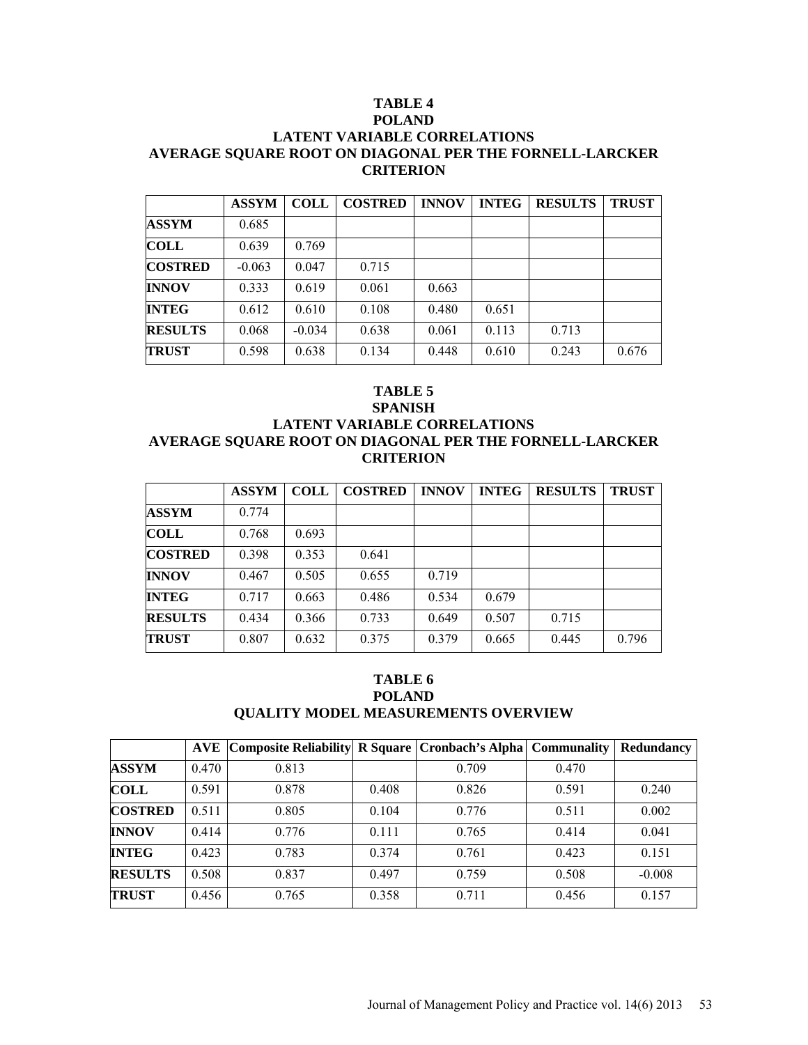**TABLE 4**
**POLAND**
**LATENT VARIABLE CORRELATIONS**
**AVERAGE SQUARE ROOT ON DIAGONAL PER THE FORNELL-LARCKER CRITERION**

| | ASSYM | COLL | COSTRED | INNOV | INTEG | RESULTS | TRUST |
|---|---|---|---|---|---|---|---|
| **ASSYM** | 0.685 | | | | | | |
| **COLL** | 0.639 | 0.769 | | | | | |
| **COSTRED** | -0.063 | 0.047 | 0.715 | | | | |
| **INNOV** | 0.333 | 0.619 | 0.061 | 0.663 | | | |
| **INTEG** | 0.612 | 0.610 | 0.108 | 0.480 | 0.651 | | |
| **RESULTS** | 0.068 | -0.034 | 0.638 | 0.061 | 0.113 | 0.713 | |
| **TRUST** | 0.598 | 0.638 | 0.134 | 0.448 | 0.610 | 0.243 | 0.676 |

**TABLE 5**
**SPANISH**
**LATENT VARIABLE CORRELATIONS**
**AVERAGE SQUARE ROOT ON DIAGONAL PER THE FORNELL-LARCKER CRITERION**

| | ASSYM | COLL | COSTRED | INNOV | INTEG | RESULTS | TRUST |
|---|---|---|---|---|---|---|---|
| **ASSYM** | 0.774 | | | | | | |
| **COLL** | 0.768 | 0.693 | | | | | |
| **COSTRED** | 0.398 | 0.353 | 0.641 | | | | |
| **INNOV** | 0.467 | 0.505 | 0.655 | 0.719 | | | |
| **INTEG** | 0.717 | 0.663 | 0.486 | 0.534 | 0.679 | | |
| **RESULTS** | 0.434 | 0.366 | 0.733 | 0.649 | 0.507 | 0.715 | |
| **TRUST** | 0.807 | 0.632 | 0.375 | 0.379 | 0.665 | 0.445 | 0.796 |

**TABLE 6**
**POLAND**
**QUALITY MODEL MEASUREMENTS OVERVIEW**

| | AVE | Composite Reliability | R Square | Cronbach's Alpha | Communality | Redundancy |
|---|---|---|---|---|---|---|
| **ASSYM** | 0.470 | 0.813 | | 0.709 | 0.470 | |
| **COLL** | 0.591 | 0.878 | 0.408 | 0.826 | 0.591 | 0.240 |
| **COSTRED** | 0.511 | 0.805 | 0.104 | 0.776 | 0.511 | 0.002 |
| **INNOV** | 0.414 | 0.776 | 0.111 | 0.765 | 0.414 | 0.041 |
| **INTEG** | 0.423 | 0.783 | 0.374 | 0.761 | 0.423 | 0.151 |
| **RESULTS** | 0.508 | 0.837 | 0.497 | 0.759 | 0.508 | -0.008 |
| **TRUST** | 0.456 | 0.765 | 0.358 | 0.711 | 0.456 | 0.157 |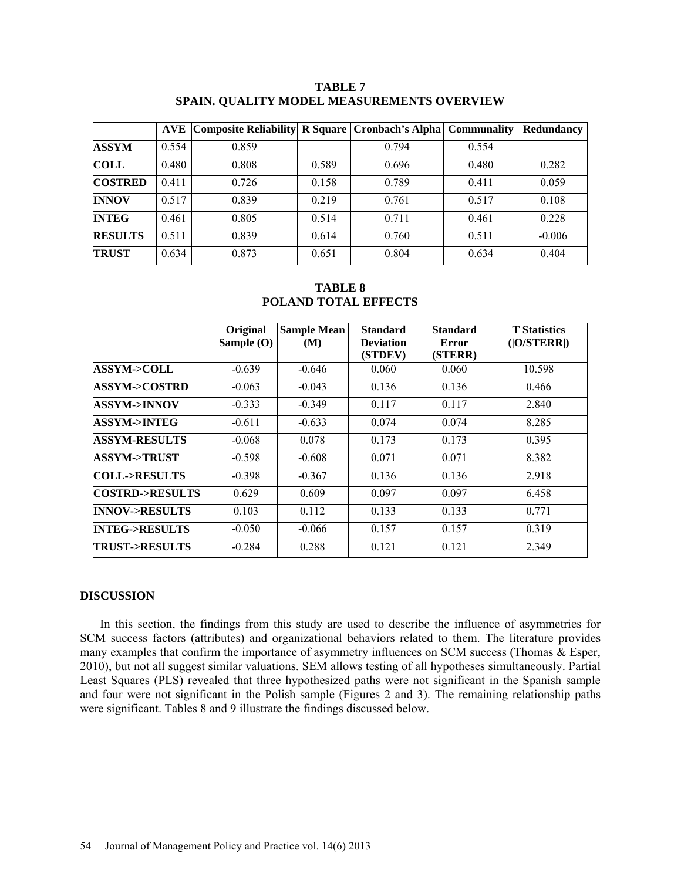**TABLE 7**
**SPAIN. QUALITY MODEL MEASUREMENTS OVERVIEW**

| | AVE | Composite Reliability | R Square | Cronbach's Alpha | Communality | Redundancy |
|---|---|---|---|---|---|---|
| **ASSYM** | 0.554 | 0.859 | | 0.794 | 0.554 | |
| **COLL** | 0.480 | 0.808 | 0.589 | 0.696 | 0.480 | 0.282 |
| **COSTRED** | 0.411 | 0.726 | 0.158 | 0.789 | 0.411 | 0.059 |
| **INNOV** | 0.517 | 0.839 | 0.219 | 0.761 | 0.517 | 0.108 |
| **INTEG** | 0.461 | 0.805 | 0.514 | 0.711 | 0.461 | 0.228 |
| **RESULTS** | 0.511 | 0.839 | 0.614 | 0.760 | 0.511 | -0.006 |
| **TRUST** | 0.634 | 0.873 | 0.651 | 0.804 | 0.634 | 0.404 |

**TABLE 8**
**POLAND TOTAL EFFECTS**

| | Original Sample (O) | Sample Mean (M) | Standard Deviation (STDEV) | Standard Error (STERR) | T Statistics (\|O/STERR\|) |
|---|---|---|---|---|---|
| **ASSYM->COLL** | -0.639 | -0.646 | 0.060 | 0.060 | 10.598 |
| **ASSYM->COSTRD** | -0.063 | -0.043 | 0.136 | 0.136 | 0.466 |
| **ASSYM->INNOV** | -0.333 | -0.349 | 0.117 | 0.117 | 2.840 |
| **ASSYM->INTEG** | -0.611 | -0.633 | 0.074 | 0.074 | 8.285 |
| **ASSYM-RESULTS** | -0.068 | 0.078 | 0.173 | 0.173 | 0.395 |
| **ASSYM->TRUST** | -0.598 | -0.608 | 0.071 | 0.071 | 8.382 |
| **COLL->RESULTS** | -0.398 | -0.367 | 0.136 | 0.136 | 2.918 |
| **COSTRD->RESULTS** | 0.629 | 0.609 | 0.097 | 0.097 | 6.458 |
| **INNOV->RESULTS** | 0.103 | 0.112 | 0.133 | 0.133 | 0.771 |
| **INTEG->RESULTS** | -0.050 | -0.066 | 0.157 | 0.157 | 0.319 |
| **TRUST->RESULTS** | -0.284 | 0.288 | 0.121 | 0.121 | 2.349 |

## DISCUSSION

In this section, the findings from this study are used to describe the influence of asymmetries for SCM success factors (attributes) and organizational behaviors related to them. The literature provides many examples that confirm the importance of asymmetry influences on SCM success (Thomas & Esper, 2010), but not all suggest similar valuations. SEM allows testing of all hypotheses simultaneously. Partial Least Squares (PLS) revealed that three hypothesized paths were not significant in the Spanish sample and four were not significant in the Polish sample (Figures 2 and 3). The remaining relationship paths were significant. Tables 8 and 9 illustrate the findings discussed below.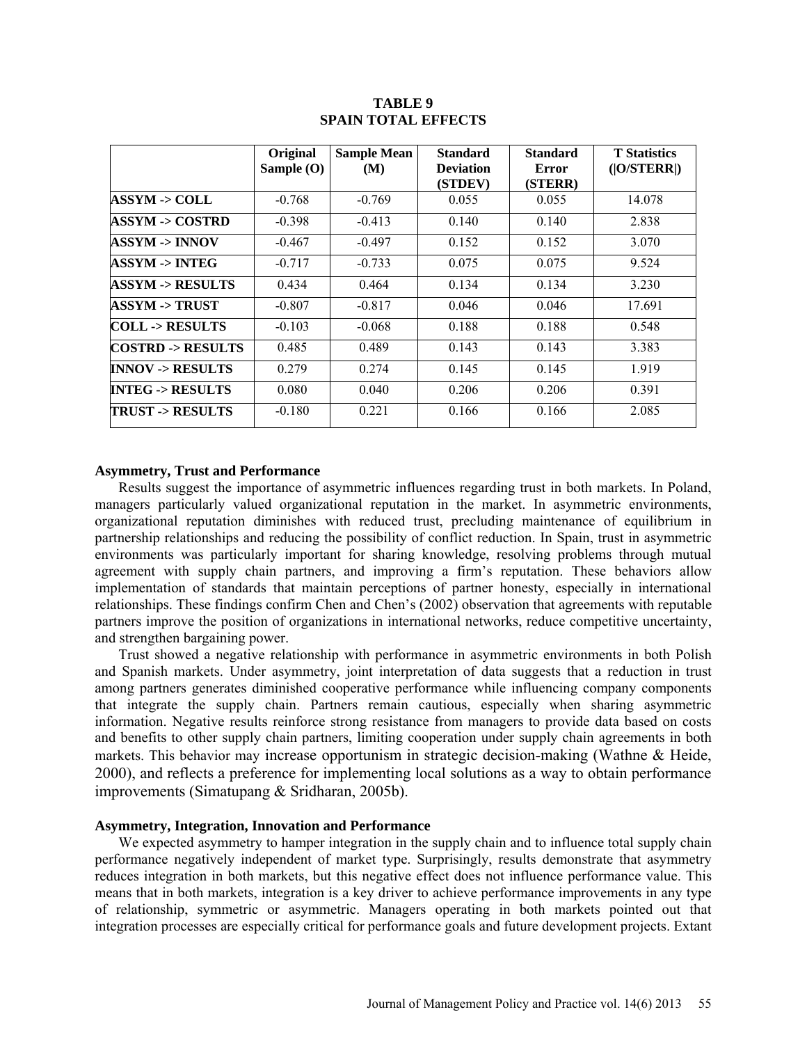**TABLE 9**
**SPAIN TOTAL EFFECTS**

| | Original Sample (O) | Sample Mean (M) | Standard Deviation (STDEV) | Standard Error (STERR) | T Statistics (\|O/STERR\|) |
|---|---|---|---|---|---|
| **ASSYM -> COLL** | -0.768 | -0.769 | 0.055 | 0.055 | 14.078 |
| **ASSYM -> COSTRD** | -0.398 | -0.413 | 0.140 | 0.140 | 2.838 |
| **ASSYM -> INNOV** | -0.467 | -0.497 | 0.152 | 0.152 | 3.070 |
| **ASSYM -> INTEG** | -0.717 | -0.733 | 0.075 | 0.075 | 9.524 |
| **ASSYM -> RESULTS** | 0.434 | 0.464 | 0.134 | 0.134 | 3.230 |
| **ASSYM -> TRUST** | -0.807 | -0.817 | 0.046 | 0.046 | 17.691 |
| **COLL -> RESULTS** | -0.103 | -0.068 | 0.188 | 0.188 | 0.548 |
| **COSTRD -> RESULTS** | 0.485 | 0.489 | 0.143 | 0.143 | 3.383 |
| **INNOV -> RESULTS** | 0.279 | 0.274 | 0.145 | 0.145 | 1.919 |
| **INTEG -> RESULTS** | 0.080 | 0.040 | 0.206 | 0.206 | 0.391 |
| **TRUST -> RESULTS** | -0.180 | 0.221 | 0.166 | 0.166 | 2.085 |

**Asymmetry, Trust and Performance**

Results suggest the importance of asymmetric influences regarding trust in both markets. In Poland, managers particularly valued organizational reputation in the market. In asymmetric environments, organizational reputation diminishes with reduced trust, precluding maintenance of equilibrium in partnership relationships and reducing the possibility of conflict reduction. In Spain, trust in asymmetric environments was particularly important for sharing knowledge, resolving problems through mutual agreement with supply chain partners, and improving a firm's reputation. These behaviors allow implementation of standards that maintain perceptions of partner honesty, especially in international relationships. These findings confirm Chen and Chen's (2002) observation that agreements with reputable partners improve the position of organizations in international networks, reduce competitive uncertainty, and strengthen bargaining power.

Trust showed a negative relationship with performance in asymmetric environments in both Polish and Spanish markets. Under asymmetry, joint interpretation of data suggests that a reduction in trust among partners generates diminished cooperative performance while influencing company components that integrate the supply chain. Partners remain cautious, especially when sharing asymmetric information. Negative results reinforce strong resistance from managers to provide data based on costs and benefits to other supply chain partners, limiting cooperation under supply chain agreements in both markets. This behavior may increase opportunism in strategic decision-making (Wathne & Heide, 2000), and reflects a preference for implementing local solutions as a way to obtain performance improvements (Simatupang & Sridharan, 2005b).

**Asymmetry, Integration, Innovation and Performance**

We expected asymmetry to hamper integration in the supply chain and to influence total supply chain performance negatively independent of market type. Surprisingly, results demonstrate that asymmetry reduces integration in both markets, but this negative effect does not influence performance value. This means that in both markets, integration is a key driver to achieve performance improvements in any type of relationship, symmetric or asymmetric. Managers operating in both markets pointed out that integration processes are especially critical for performance goals and future development projects. Extant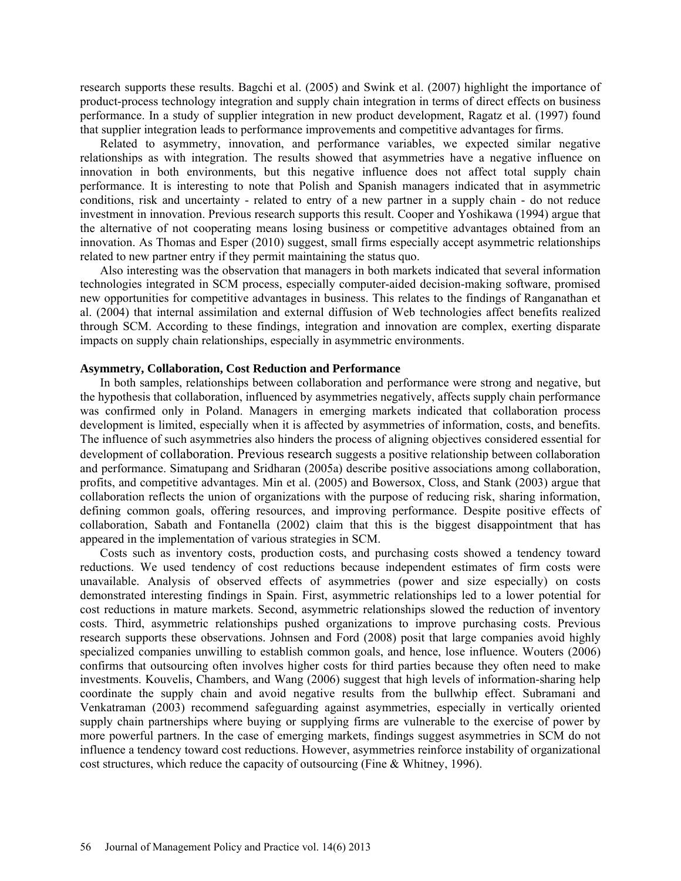research supports these results. Bagchi et al. (2005) and Swink et al. (2007) highlight the importance of product-process technology integration and supply chain integration in terms of direct effects on business performance. In a study of supplier integration in new product development, Ragatz et al. (1997) found that supplier integration leads to performance improvements and competitive advantages for firms.

Related to asymmetry, innovation, and performance variables, we expected similar negative relationships as with integration. The results showed that asymmetries have a negative influence on innovation in both environments, but this negative influence does not affect total supply chain performance. It is interesting to note that Polish and Spanish managers indicated that in asymmetric conditions, risk and uncertainty - related to entry of a new partner in a supply chain - do not reduce investment in innovation. Previous research supports this result. Cooper and Yoshikawa (1994) argue that the alternative of not cooperating means losing business or competitive advantages obtained from an innovation. As Thomas and Esper (2010) suggest, small firms especially accept asymmetric relationships related to new partner entry if they permit maintaining the status quo.

Also interesting was the observation that managers in both markets indicated that several information technologies integrated in SCM process, especially computer-aided decision-making software, promised new opportunities for competitive advantages in business. This relates to the findings of Ranganathan et al. (2004) that internal assimilation and external diffusion of Web technologies affect benefits realized through SCM. According to these findings, integration and innovation are complex, exerting disparate impacts on supply chain relationships, especially in asymmetric environments.

### Asymmetry, Collaboration, Cost Reduction and Performance

In both samples, relationships between collaboration and performance were strong and negative, but the hypothesis that collaboration, influenced by asymmetries negatively, affects supply chain performance was confirmed only in Poland. Managers in emerging markets indicated that collaboration process development is limited, especially when it is affected by asymmetries of information, costs, and benefits. The influence of such asymmetries also hinders the process of aligning objectives considered essential for development of collaboration. Previous research suggests a positive relationship between collaboration and performance. Simatupang and Sridharan (2005a) describe positive associations among collaboration, profits, and competitive advantages. Min et al. (2005) and Bowersox, Closs, and Stank (2003) argue that collaboration reflects the union of organizations with the purpose of reducing risk, sharing information, defining common goals, offering resources, and improving performance. Despite positive effects of collaboration, Sabath and Fontanella (2002) claim that this is the biggest disappointment that has appeared in the implementation of various strategies in SCM.

Costs such as inventory costs, production costs, and purchasing costs showed a tendency toward reductions. We used tendency of cost reductions because independent estimates of firm costs were unavailable. Analysis of observed effects of asymmetries (power and size especially) on costs demonstrated interesting findings in Spain. First, asymmetric relationships led to a lower potential for cost reductions in mature markets. Second, asymmetric relationships slowed the reduction of inventory costs. Third, asymmetric relationships pushed organizations to improve purchasing costs. Previous research supports these observations. Johnsen and Ford (2008) posit that large companies avoid highly specialized companies unwilling to establish common goals, and hence, lose influence. Wouters (2006) confirms that outsourcing often involves higher costs for third parties because they often need to make investments. Kouvelis, Chambers, and Wang (2006) suggest that high levels of information-sharing help coordinate the supply chain and avoid negative results from the bullwhip effect. Subramani and Venkatraman (2003) recommend safeguarding against asymmetries, especially in vertically oriented supply chain partnerships where buying or supplying firms are vulnerable to the exercise of power by more powerful partners. In the case of emerging markets, findings suggest asymmetries in SCM do not influence a tendency toward cost reductions. However, asymmetries reinforce instability of organizational cost structures, which reduce the capacity of outsourcing (Fine & Whitney, 1996).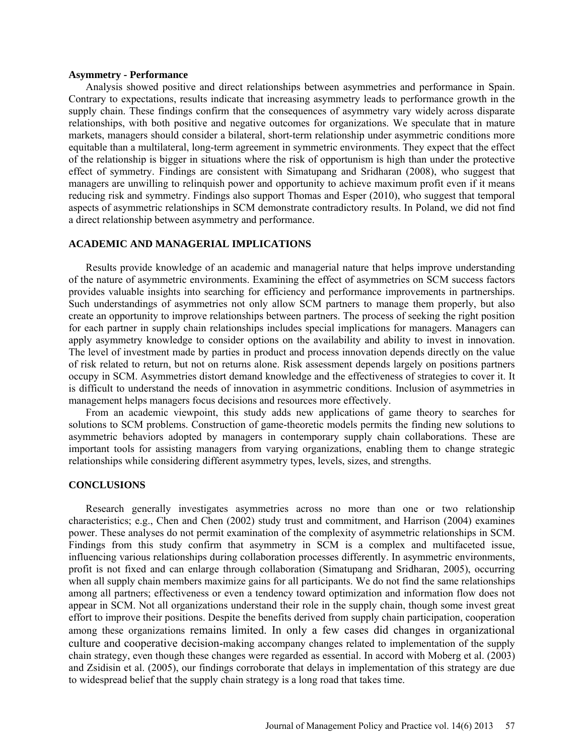**Asymmetry - Performance**

Analysis showed positive and direct relationships between asymmetries and performance in Spain. Contrary to expectations, results indicate that increasing asymmetry leads to performance growth in the supply chain. These findings confirm that the consequences of asymmetry vary widely across disparate relationships, with both positive and negative outcomes for organizations. We speculate that in mature markets, managers should consider a bilateral, short-term relationship under asymmetric conditions more equitable than a multilateral, long-term agreement in symmetric environments. They expect that the effect of the relationship is bigger in situations where the risk of opportunism is high than under the protective effect of symmetry. Findings are consistent with Simatupang and Sridharan (2008), who suggest that managers are unwilling to relinquish power and opportunity to achieve maximum profit even if it means reducing risk and symmetry. Findings also support Thomas and Esper (2010), who suggest that temporal aspects of asymmetric relationships in SCM demonstrate contradictory results. In Poland, we did not find a direct relationship between asymmetry and performance.

## ACADEMIC AND MANAGERIAL IMPLICATIONS

Results provide knowledge of an academic and managerial nature that helps improve understanding of the nature of asymmetric environments. Examining the effect of asymmetries on SCM success factors provides valuable insights into searching for efficiency and performance improvements in partnerships. Such understandings of asymmetries not only allow SCM partners to manage them properly, but also create an opportunity to improve relationships between partners. The process of seeking the right position for each partner in supply chain relationships includes special implications for managers. Managers can apply asymmetry knowledge to consider options on the availability and ability to invest in innovation. The level of investment made by parties in product and process innovation depends directly on the value of risk related to return, but not on returns alone. Risk assessment depends largely on positions partners occupy in SCM. Asymmetries distort demand knowledge and the effectiveness of strategies to cover it. It is difficult to understand the needs of innovation in asymmetric conditions. Inclusion of asymmetries in management helps managers focus decisions and resources more effectively.

From an academic viewpoint, this study adds new applications of game theory to searches for solutions to SCM problems. Construction of game-theoretic models permits the finding new solutions to asymmetric behaviors adopted by managers in contemporary supply chain collaborations. These are important tools for assisting managers from varying organizations, enabling them to change strategic relationships while considering different asymmetry types, levels, sizes, and strengths.

## CONCLUSIONS

Research generally investigates asymmetries across no more than one or two relationship characteristics; e.g., Chen and Chen (2002) study trust and commitment, and Harrison (2004) examines power. These analyses do not permit examination of the complexity of asymmetric relationships in SCM. Findings from this study confirm that asymmetry in SCM is a complex and multifaceted issue, influencing various relationships during collaboration processes differently. In asymmetric environments, profit is not fixed and can enlarge through collaboration (Simatupang and Sridharan, 2005), occurring when all supply chain members maximize gains for all participants. We do not find the same relationships among all partners; effectiveness or even a tendency toward optimization and information flow does not appear in SCM. Not all organizations understand their role in the supply chain, though some invest great effort to improve their positions. Despite the benefits derived from supply chain participation, cooperation among these organizations remains limited. In only a few cases did changes in organizational culture and cooperative decision-making accompany changes related to implementation of the supply chain strategy, even though these changes were regarded as essential. In accord with Moberg et al. (2003) and Zsidisin et al. (2005), our findings corroborate that delays in implementation of this strategy are due to widespread belief that the supply chain strategy is a long road that takes time.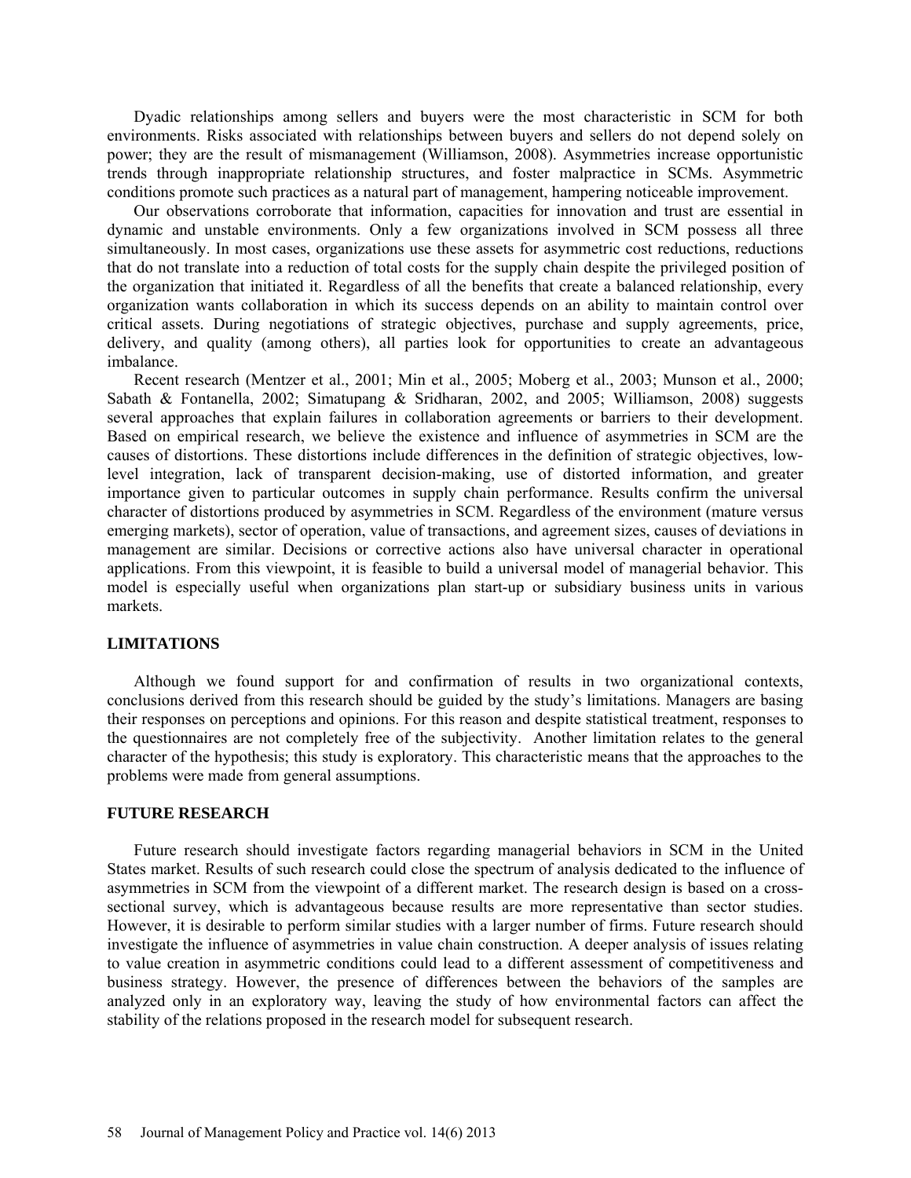Dyadic relationships among sellers and buyers were the most characteristic in SCM for both environments. Risks associated with relationships between buyers and sellers do not depend solely on power; they are the result of mismanagement (Williamson, 2008). Asymmetries increase opportunistic trends through inappropriate relationship structures, and foster malpractice in SCMs. Asymmetric conditions promote such practices as a natural part of management, hampering noticeable improvement.

Our observations corroborate that information, capacities for innovation and trust are essential in dynamic and unstable environments. Only a few organizations involved in SCM possess all three simultaneously. In most cases, organizations use these assets for asymmetric cost reductions, reductions that do not translate into a reduction of total costs for the supply chain despite the privileged position of the organization that initiated it. Regardless of all the benefits that create a balanced relationship, every organization wants collaboration in which its success depends on an ability to maintain control over critical assets. During negotiations of strategic objectives, purchase and supply agreements, price, delivery, and quality (among others), all parties look for opportunities to create an advantageous imbalance.

Recent research (Mentzer et al., 2001; Min et al., 2005; Moberg et al., 2003; Munson et al., 2000; Sabath & Fontanella, 2002; Simatupang & Sridharan, 2002, and 2005; Williamson, 2008) suggests several approaches that explain failures in collaboration agreements or barriers to their development. Based on empirical research, we believe the existence and influence of asymmetries in SCM are the causes of distortions. These distortions include differences in the definition of strategic objectives, low-level integration, lack of transparent decision-making, use of distorted information, and greater importance given to particular outcomes in supply chain performance. Results confirm the universal character of distortions produced by asymmetries in SCM. Regardless of the environment (mature versus emerging markets), sector of operation, value of transactions, and agreement sizes, causes of deviations in management are similar. Decisions or corrective actions also have universal character in operational applications. From this viewpoint, it is feasible to build a universal model of managerial behavior. This model is especially useful when organizations plan start-up or subsidiary business units in various markets.

## LIMITATIONS

Although we found support for and confirmation of results in two organizational contexts, conclusions derived from this research should be guided by the study's limitations. Managers are basing their responses on perceptions and opinions. For this reason and despite statistical treatment, responses to the questionnaires are not completely free of the subjectivity. Another limitation relates to the general character of the hypothesis; this study is exploratory. This characteristic means that the approaches to the problems were made from general assumptions.

## FUTURE RESEARCH

Future research should investigate factors regarding managerial behaviors in SCM in the United States market. Results of such research could close the spectrum of analysis dedicated to the influence of asymmetries in SCM from the viewpoint of a different market. The research design is based on a cross-sectional survey, which is advantageous because results are more representative than sector studies. However, it is desirable to perform similar studies with a larger number of firms. Future research should investigate the influence of asymmetries in value chain construction. A deeper analysis of issues relating to value creation in asymmetric conditions could lead to a different assessment of competitiveness and business strategy. However, the presence of differences between the behaviors of the samples are analyzed only in an exploratory way, leaving the study of how environmental factors can affect the stability of the relations proposed in the research model for subsequent research.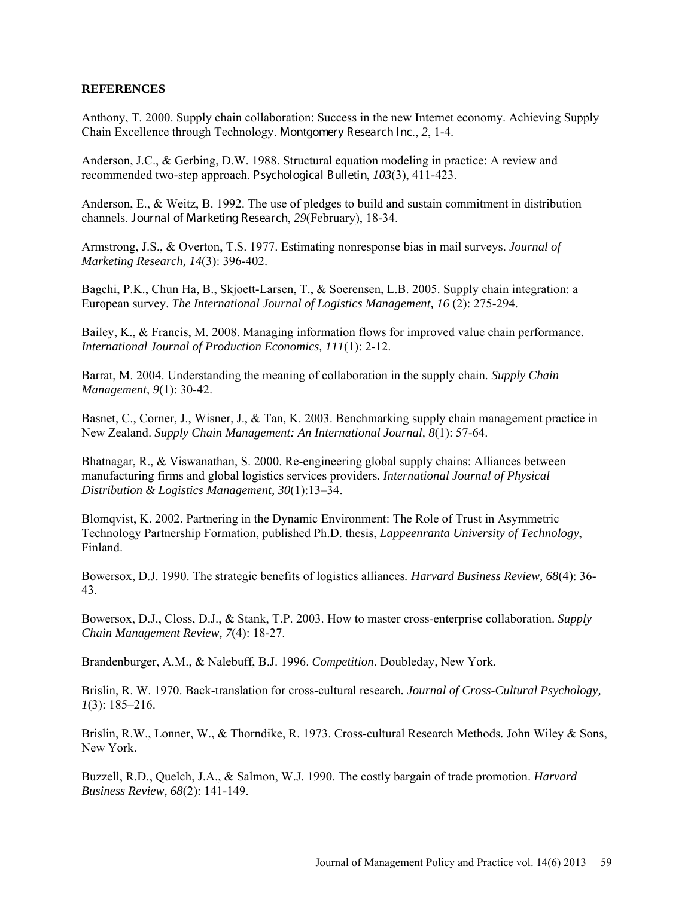**REFERENCES**

Anthony, T. 2000. Supply chain collaboration: Success in the new Internet economy. Achieving Supply Chain Excellence through Technology. Montgomery Research Inc., *2*, 1-4.

Anderson, J.C., & Gerbing, D.W. 1988. Structural equation modeling in practice: A review and recommended two-step approach. Psychological Bulletin, *103*(3), 411-423.

Anderson, E., & Weitz, B. 1992. The use of pledges to build and sustain commitment in distribution channels. Journal of Marketing Research, *29*(February), 18-34.

Armstrong, J.S., & Overton, T.S. 1977. Estimating nonresponse bias in mail surveys. *Journal of Marketing Research, 14*(3): 396-402.

Bagchi, P.K., Chun Ha, B., Skjoett-Larsen, T., & Soerensen, L.B. 2005. Supply chain integration: a European survey. *The International Journal of Logistics Management, 16* (2): 275-294.

Bailey, K., & Francis, M. 2008. Managing information flows for improved value chain performance. *International Journal of Production Economics, 111*(1): 2-12.

Barrat, M. 2004. Understanding the meaning of collaboration in the supply chain. *Supply Chain Management, 9*(1): 30-42.

Basnet, C., Corner, J., Wisner, J., & Tan, K. 2003. Benchmarking supply chain management practice in New Zealand. *Supply Chain Management: An International Journal, 8*(1): 57-64.

Bhatnagar, R., & Viswanathan, S. 2000. Re-engineering global supply chains: Alliances between manufacturing firms and global logistics services providers. *International Journal of Physical Distribution & Logistics Management, 30*(1):13–34.

Blomqvist, K. 2002. Partnering in the Dynamic Environment: The Role of Trust in Asymmetric Technology Partnership Formation, published Ph.D. thesis, *Lappeenranta University of Technology*, Finland.

Bowersox, D.J. 1990. The strategic benefits of logistics alliances. *Harvard Business Review, 68*(4): 36-43.

Bowersox, D.J., Closs, D.J., & Stank, T.P. 2003. How to master cross-enterprise collaboration. *Supply Chain Management Review, 7*(4): 18-27.

Brandenburger, A.M., & Nalebuff, B.J. 1996. *Competition*. Doubleday, New York.

Brislin, R. W. 1970. Back-translation for cross-cultural research. *Journal of Cross-Cultural Psychology, 1*(3): 185–216.

Brislin, R.W., Lonner, W., & Thorndike, R. 1973. Cross-cultural Research Methods. John Wiley & Sons, New York.

Buzzell, R.D., Quelch, J.A., & Salmon, W.J. 1990. The costly bargain of trade promotion. *Harvard Business Review, 68*(2): 141-149.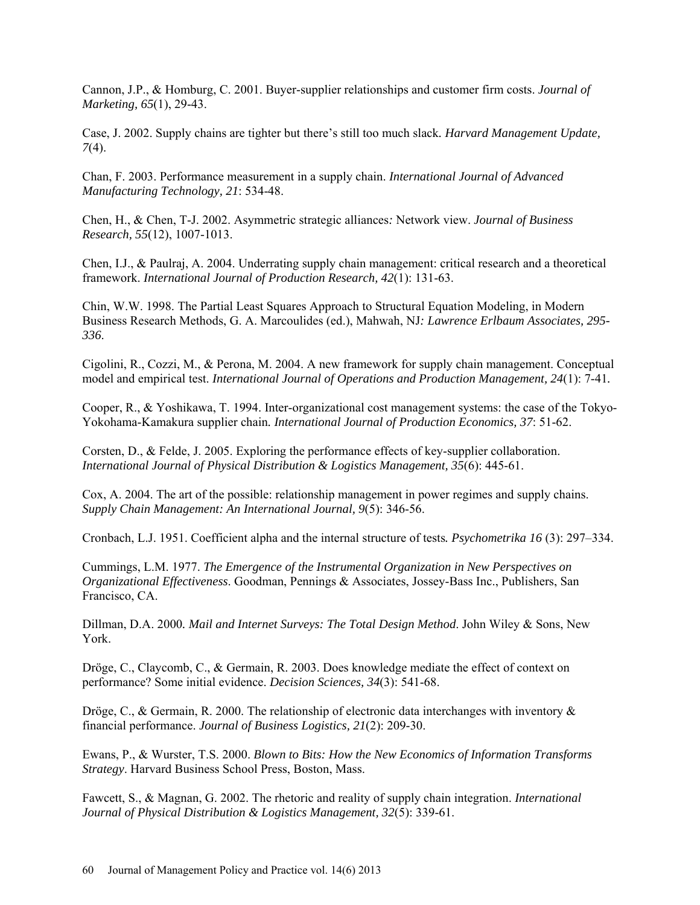Cannon, J.P., & Homburg, C. 2001. Buyer-supplier relationships and customer firm costs. *Journal of Marketing, 65*(1), 29-43.

Case, J. 2002. Supply chains are tighter but there's still too much slack. *Harvard Management Update, 7*(4).

Chan, F. 2003. Performance measurement in a supply chain. *International Journal of Advanced Manufacturing Technology, 21*: 534-48.

Chen, H., & Chen, T-J. 2002. Asymmetric strategic alliances*:* Network view. *Journal of Business Research, 55*(12), 1007-1013.

Chen, I.J., & Paulraj, A. 2004. Underrating supply chain management: critical research and a theoretical framework. *International Journal of Production Research, 42*(1): 131-63.

Chin, W.W. 1998. The Partial Least Squares Approach to Structural Equation Modeling, in Modern Business Research Methods, G. A. Marcoulides (ed.), Mahwah, NJ*: Lawrence Erlbaum Associates, 295-336.*

Cigolini, R., Cozzi, M., & Perona, M. 2004. A new framework for supply chain management. Conceptual model and empirical test. *International Journal of Operations and Production Management, 24*(1): 7-41.

Cooper, R., & Yoshikawa, T. 1994. Inter-organizational cost management systems: the case of the Tokyo-Yokohama-Kamakura supplier chain*. International Journal of Production Economics, 37*: 51-62.

Corsten, D., & Felde, J. 2005. Exploring the performance effects of key-supplier collaboration. *International Journal of Physical Distribution & Logistics Management, 35*(6): 445-61.

Cox, A. 2004. The art of the possible: relationship management in power regimes and supply chains. *Supply Chain Management: An International Journal, 9*(5): 346-56.

Cronbach, L.J. 1951. Coefficient alpha and the internal structure of tests*. Psychometrika 16* (3): 297–334.

Cummings, L.M. 1977. *The Emergence of the Instrumental Organization in New Perspectives on Organizational Effectiveness*. Goodman, Pennings & Associates, Jossey-Bass Inc., Publishers, San Francisco, CA.

Dillman, D.A. 2000. *Mail and Internet Surveys: The Total Design Method*. John Wiley & Sons, New York.

Dröge, C., Claycomb, C., & Germain, R. 2003. Does knowledge mediate the effect of context on performance? Some initial evidence. *Decision Sciences, 34*(3): 541-68.

Dröge, C., & Germain, R. 2000. The relationship of electronic data interchanges with inventory & financial performance. *Journal of Business Logistics, 21*(2): 209-30.

Ewans, P., & Wurster, T.S. 2000. *Blown to Bits: How the New Economics of Information Transforms Strategy*. Harvard Business School Press, Boston, Mass.

Fawcett, S., & Magnan, G. 2002. The rhetoric and reality of supply chain integration. *International Journal of Physical Distribution & Logistics Management, 32*(5): 339-61.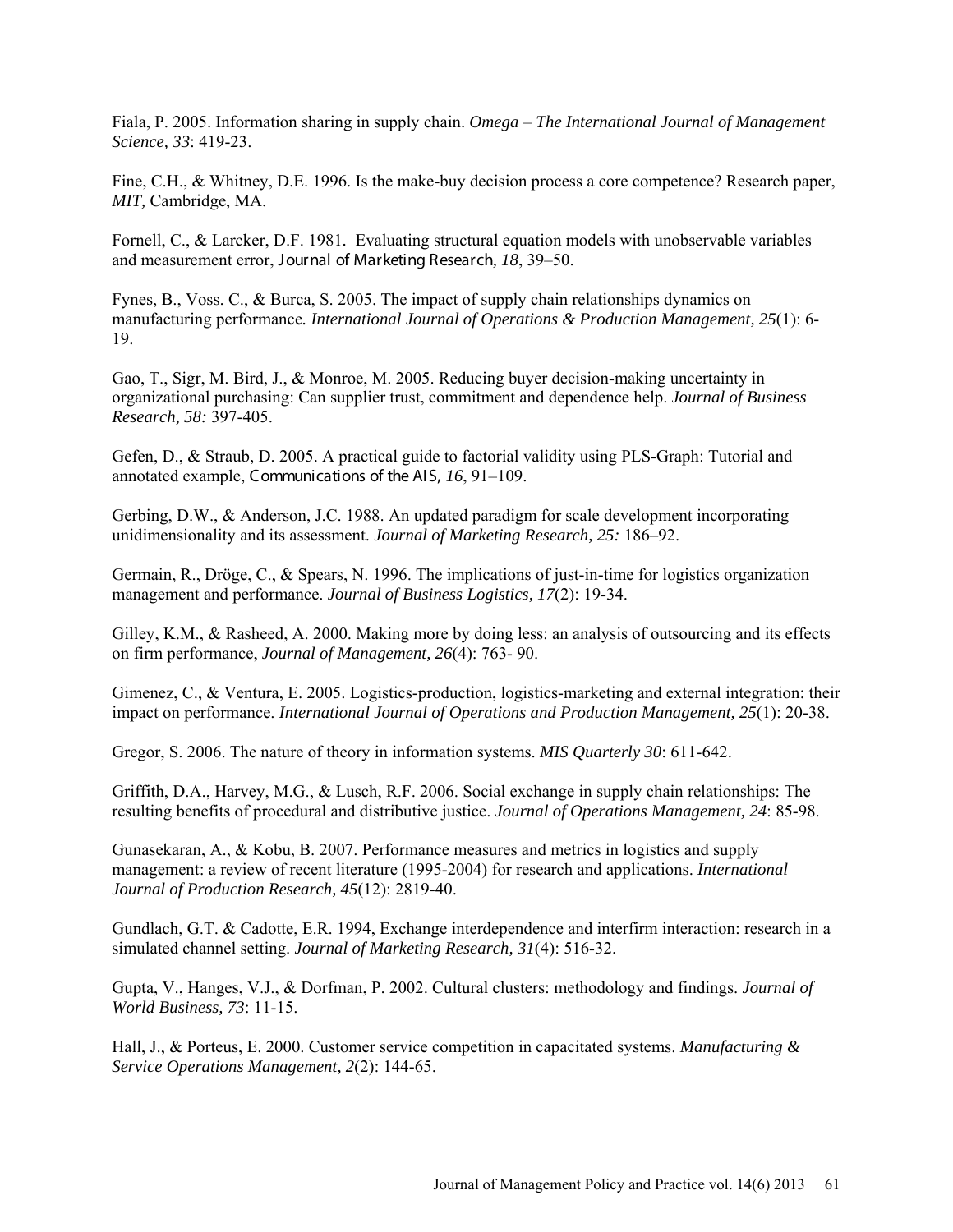Fiala, P. 2005. Information sharing in supply chain. *Omega – The International Journal of Management Science, 33*: 419-23.

Fine, C.H., & Whitney, D.E. 1996. Is the make-buy decision process a core competence? Research paper, *MIT,* Cambridge, MA.

Fornell, C., & Larcker, D.F. 1981. Evaluating structural equation models with unobservable variables and measurement error, *Journal of Marketing Research, 18*, 39–50.

Fynes, B., Voss. C., & Burca, S. 2005. The impact of supply chain relationships dynamics on manufacturing performance*. International Journal of Operations & Production Management, 25*(1): 6-19.

Gao, T., Sigr, M. Bird, J., & Monroe, M. 2005. Reducing buyer decision-making uncertainty in organizational purchasing: Can supplier trust, commitment and dependence help. *Journal of Business Research, 58:* 397-405.

Gefen, D., & Straub, D. 2005. A practical guide to factorial validity using PLS-Graph: Tutorial and annotated example, *Communications of the AIS, 16*, 91–109.

Gerbing, D.W., & Anderson, J.C. 1988. An updated paradigm for scale development incorporating unidimensionality and its assessment. *Journal of Marketing Research, 25:* 186–92.

Germain, R., Dröge, C., & Spears, N. 1996. The implications of just-in-time for logistics organization management and performance. *Journal of Business Logistics, 17*(2): 19-34.

Gilley, K.M., & Rasheed, A. 2000. Making more by doing less: an analysis of outsourcing and its effects on firm performance, *Journal of Management, 26*(4): 763- 90.

Gimenez, C., & Ventura, E. 2005. Logistics-production, logistics-marketing and external integration: their impact on performance. *International Journal of Operations and Production Management, 25*(1): 20-38.

Gregor, S. 2006. The nature of theory in information systems. *MIS Quarterly 30*: 611-642.

Griffith, D.A., Harvey, M.G., & Lusch, R.F. 2006. Social exchange in supply chain relationships: The resulting benefits of procedural and distributive justice. *Journal of Operations Management, 24*: 85-98.

Gunasekaran, A., & Kobu, B. 2007. Performance measures and metrics in logistics and supply management: a review of recent literature (1995-2004) for research and applications. *International Journal of Production Research, 45*(12): 2819-40.

Gundlach, G.T. & Cadotte, E.R. 1994, Exchange interdependence and interfirm interaction: research in a simulated channel setting. *Journal of Marketing Research, 31*(4): 516-32.

Gupta, V., Hanges, V.J., & Dorfman, P. 2002. Cultural clusters: methodology and findings. *Journal of World Business, 73*: 11-15.

Hall, J., & Porteus, E. 2000. Customer service competition in capacitated systems. *Manufacturing & Service Operations Management, 2*(2): 144-65.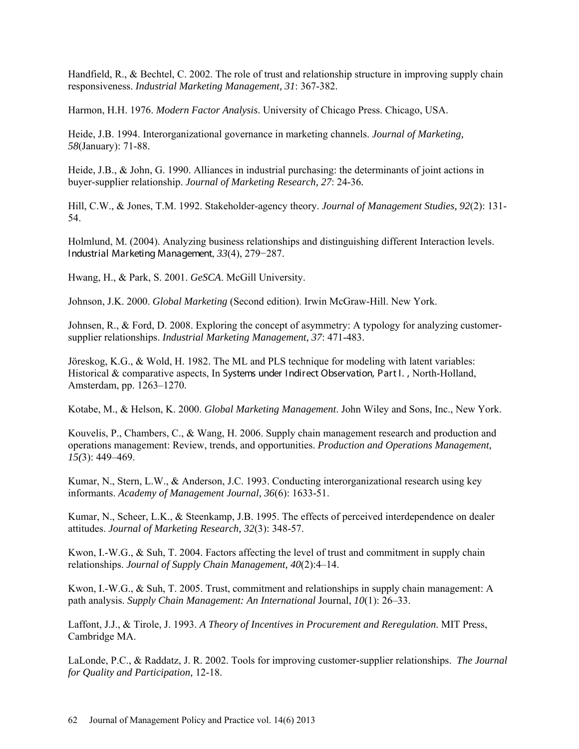Handfield, R., & Bechtel, C. 2002. The role of trust and relationship structure in improving supply chain responsiveness. *Industrial Marketing Management, 31*: 367-382.

Harmon, H.H. 1976. *Modern Factor Analysis*. University of Chicago Press. Chicago, USA.

Heide, J.B. 1994. Interorganizational governance in marketing channels. *Journal of Marketing, 58*(January): 71-88.

Heide, J.B., & John, G. 1990. Alliances in industrial purchasing: the determinants of joint actions in buyer-supplier relationship. *Journal of Marketing Research, 27*: 24-36.

Hill, C.W., & Jones, T.M. 1992. Stakeholder-agency theory. *Journal of Management Studies, 92*(2): 131-54.

Holmlund, M. (2004). Analyzing business relationships and distinguishing different Interaction levels. *Industrial Marketing Management*, *33*(4), 279−287.

Hwang, H., & Park, S. 2001. *GeSCA*. McGill University.

Johnson, J.K. 2000. *Global Marketing* (Second edition). Irwin McGraw-Hill. New York.

Johnsen, R., & Ford, D. 2008. Exploring the concept of asymmetry: A typology for analyzing customer-supplier relationships. *Industrial Marketing Management, 37*: 471-483.

Jöreskog, K.G., & Wold, H. 1982. The ML and PLS technique for modeling with latent variables: Historical & comparative aspects, In *Systems under Indirect Observation, Part I.* , North-Holland, Amsterdam, pp. 1263–1270.

Kotabe, M., & Helson, K. 2000. *Global Marketing Management*. John Wiley and Sons, Inc., New York.

Kouvelis, P., Chambers, C., & Wang, H. 2006. Supply chain management research and production and operations management: Review, trends, and opportunities. *Production and Operations Management, 15(*3): 449–469.

Kumar, N., Stern, L.W., & Anderson, J.C. 1993. Conducting interorganizational research using key informants. *Academy of Management Journal, 36*(6): 1633-51.

Kumar, N., Scheer, L.K., & Steenkamp, J.B. 1995. The effects of perceived interdependence on dealer attitudes. *Journal of Marketing Research, 32*(3): 348-57.

Kwon, I.-W.G., & Suh, T. 2004. Factors affecting the level of trust and commitment in supply chain relationships. *Journal of Supply Chain Management, 40*(2):4–14.

Kwon, I.-W.G., & Suh, T. 2005. Trust, commitment and relationships in supply chain management: A path analysis. *Supply Chain Management: An International* Journal, *10*(1): 26–33.

Laffont, J.J., & Tirole, J. 1993. *A Theory of Incentives in Procurement and Reregulation*. MIT Press, Cambridge MA.

LaLonde, P.C., & Raddatz, J. R. 2002. Tools for improving customer-supplier relationships. *The Journal for Quality and Participation,* 12-18.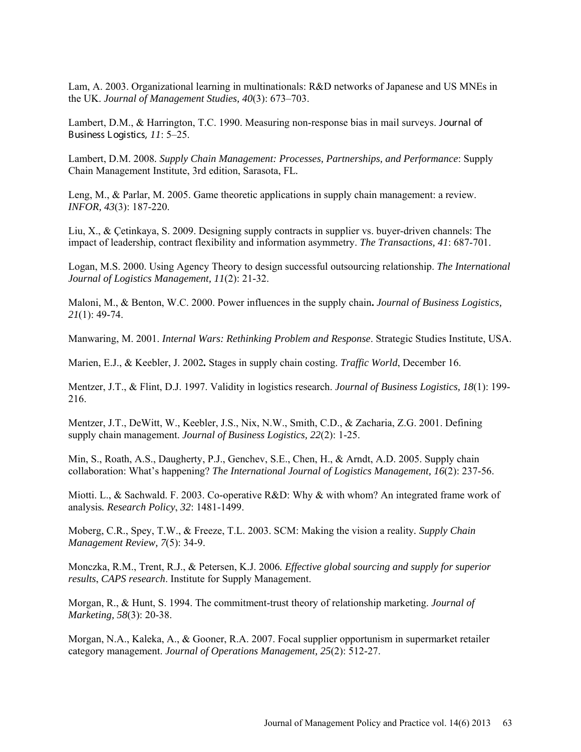Lam, A. 2003. Organizational learning in multinationals: R&D networks of Japanese and US MNEs in the UK. *Journal of Management Studies, 40*(3): 673–703.

Lambert, D.M., & Harrington, T.C. 1990. Measuring non-response bias in mail surveys. *Journal of Business Logistics, 11*: 5–25.

Lambert, D.M. 2008. *Supply Chain Management: Processes, Partnerships, and Performance*: Supply Chain Management Institute, 3rd edition, Sarasota, FL.

Leng, M., & Parlar, M. 2005. Game theoretic applications in supply chain management: a review. *INFOR, 43*(3): 187-220.

Liu, X., & Çetinkaya, S. 2009. Designing supply contracts in supplier vs. buyer-driven channels: The impact of leadership, contract flexibility and information asymmetry. *The Transactions, 41*: 687-701.

Logan, M.S. 2000. Using Agency Theory to design successful outsourcing relationship. *The International Journal of Logistics Management, 11*(2): 21-32.

Maloni, M., & Benton, W.C. 2000. Power influences in the supply chain**.** *Journal of Business Logistics, 21*(1): 49-74.

Manwaring, M. 2001. *Internal Wars: Rethinking Problem and Response*. Strategic Studies Institute, USA.

Marien, E.J., & Keebler, J. 2002**.** Stages in supply chain costing. *Traffic World*, December 16.

Mentzer, J.T., & Flint, D.J. 1997. Validity in logistics research. *Journal of Business Logistics, 18*(1): 199-216.

Mentzer, J.T., DeWitt, W., Keebler, J.S., Nix, N.W., Smith, C.D., & Zacharia, Z.G. 2001. Defining supply chain management. *Journal of Business Logistics, 22*(2): 1-25.

Min, S., Roath, A.S., Daugherty, P.J., Genchev, S.E., Chen, H., & Arndt, A.D. 2005. Supply chain collaboration: What's happening? *The International Journal of Logistics Management, 16*(2): 237-56.

Miotti. L., & Sachwald. F. 2003. Co-operative R&D: Why & with whom? An integrated frame work of analysis*. Research Policy*, *32*: 1481-1499.

Moberg, C.R., Spey, T.W., & Freeze, T.L. 2003. SCM: Making the vision a reality*. Supply Chain Management Review, 7*(5): 34-9.

Monczka, R.M., Trent, R.J., & Petersen, K.J. 2006*. Effective global sourcing and supply for superior results*, *CAPS research*. Institute for Supply Management.

Morgan, R., & Hunt, S. 1994. The commitment-trust theory of relationship marketing. *Journal of Marketing, 58*(3): 20-38.

Morgan, N.A., Kaleka, A., & Gooner, R.A. 2007. Focal supplier opportunism in supermarket retailer category management. *Journal of Operations Management, 25*(2): 512-27.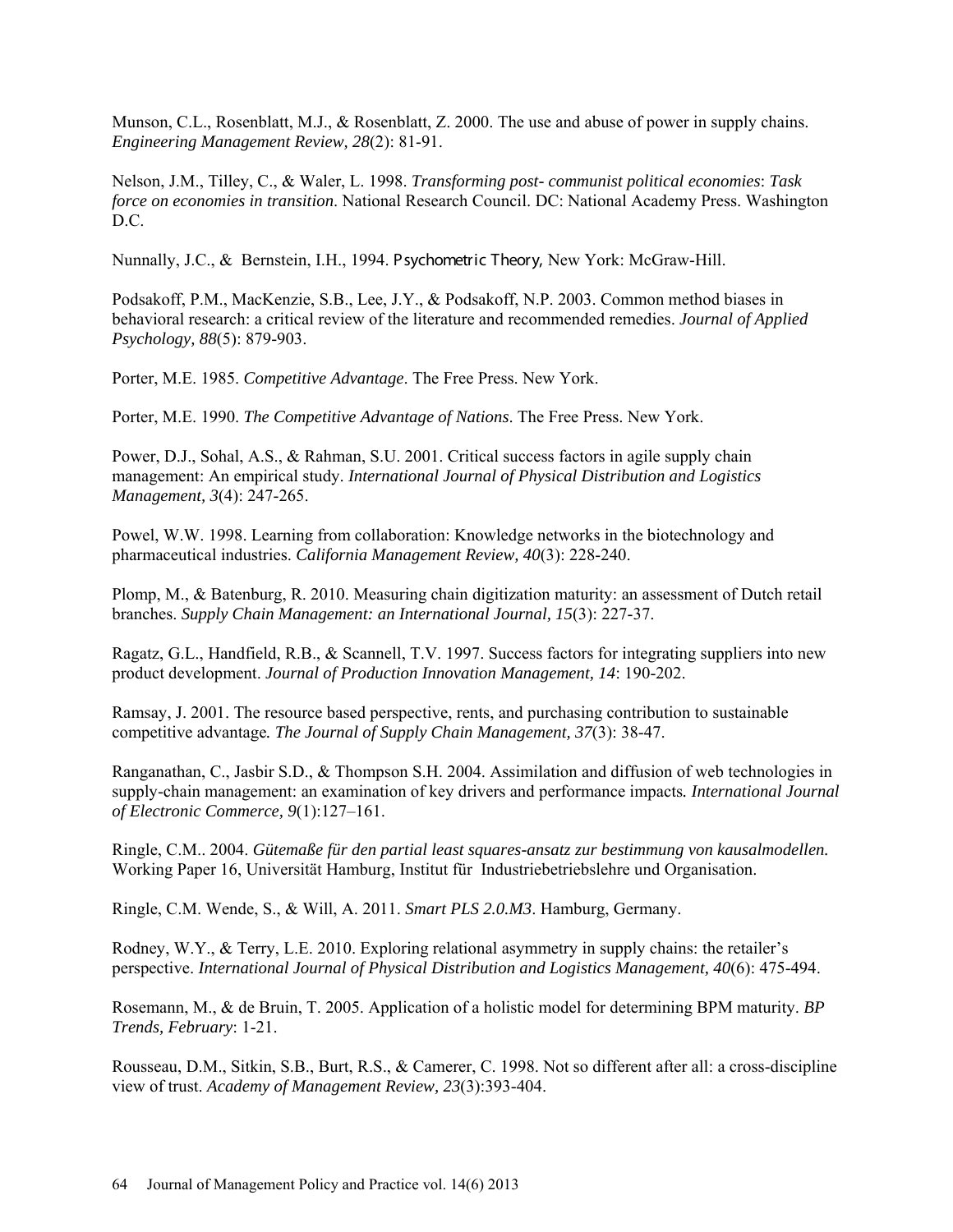Munson, C.L., Rosenblatt, M.J., & Rosenblatt, Z. 2000. The use and abuse of power in supply chains. *Engineering Management Review, 28*(2): 81-91.

Nelson, J.M., Tilley, C., & Waler, L. 1998. *Transforming post- communist political economies*: *Task force on economies in transition*. National Research Council. DC: National Academy Press. Washington D.C.

Nunnally, J.C., & Bernstein, I.H., 1994. Psychometric Theory, New York: McGraw-Hill.

Podsakoff, P.M., MacKenzie, S.B., Lee, J.Y., & Podsakoff, N.P. 2003. Common method biases in behavioral research: a critical review of the literature and recommended remedies. *Journal of Applied Psychology, 88*(5): 879-903.

Porter, M.E. 1985. *Competitive Advantage*. The Free Press. New York.

Porter, M.E. 1990. *The Competitive Advantage of Nations*. The Free Press. New York.

Power, D.J., Sohal, A.S., & Rahman, S.U. 2001. Critical success factors in agile supply chain management: An empirical study. *International Journal of Physical Distribution and Logistics Management, 3*(4): 247-265.

Powel, W.W. 1998. Learning from collaboration: Knowledge networks in the biotechnology and pharmaceutical industries. *California Management Review, 40*(3): 228-240.

Plomp, M., & Batenburg, R. 2010. Measuring chain digitization maturity: an assessment of Dutch retail branches. *Supply Chain Management: an International Journal, 15*(3): 227-37.

Ragatz, G.L., Handfield, R.B., & Scannell, T.V. 1997. Success factors for integrating suppliers into new product development. *Journal of Production Innovation Management, 14*: 190-202.

Ramsay, J. 2001. The resource based perspective, rents, and purchasing contribution to sustainable competitive advantage*. The Journal of Supply Chain Management, 37*(3): 38-47.

Ranganathan, C., Jasbir S.D., & Thompson S.H. 2004. Assimilation and diffusion of web technologies in supply-chain management: an examination of key drivers and performance impacts*. International Journal of Electronic Commerce, 9*(1):127–161.

Ringle, C.M.. 2004. *Gütemaße für den partial least squares-ansatz zur bestimmung von kausalmodellen.* Working Paper 16, Universität Hamburg, Institut für Industriebetriebslehre und Organisation.

Ringle, C.M. Wende, S., & Will, A. 2011. *Smart PLS 2.0.M3*. Hamburg, Germany.

Rodney, W.Y., & Terry, L.E. 2010. Exploring relational asymmetry in supply chains: the retailer's perspective. *International Journal of Physical Distribution and Logistics Management, 40*(6): 475-494.

Rosemann, M., & de Bruin, T. 2005. Application of a holistic model for determining BPM maturity. *BP Trends, February*: 1-21.

Rousseau, D.M., Sitkin, S.B., Burt, R.S., & Camerer, C. 1998. Not so different after all: a cross-discipline view of trust. *Academy of Management Review, 23*(3):393-404.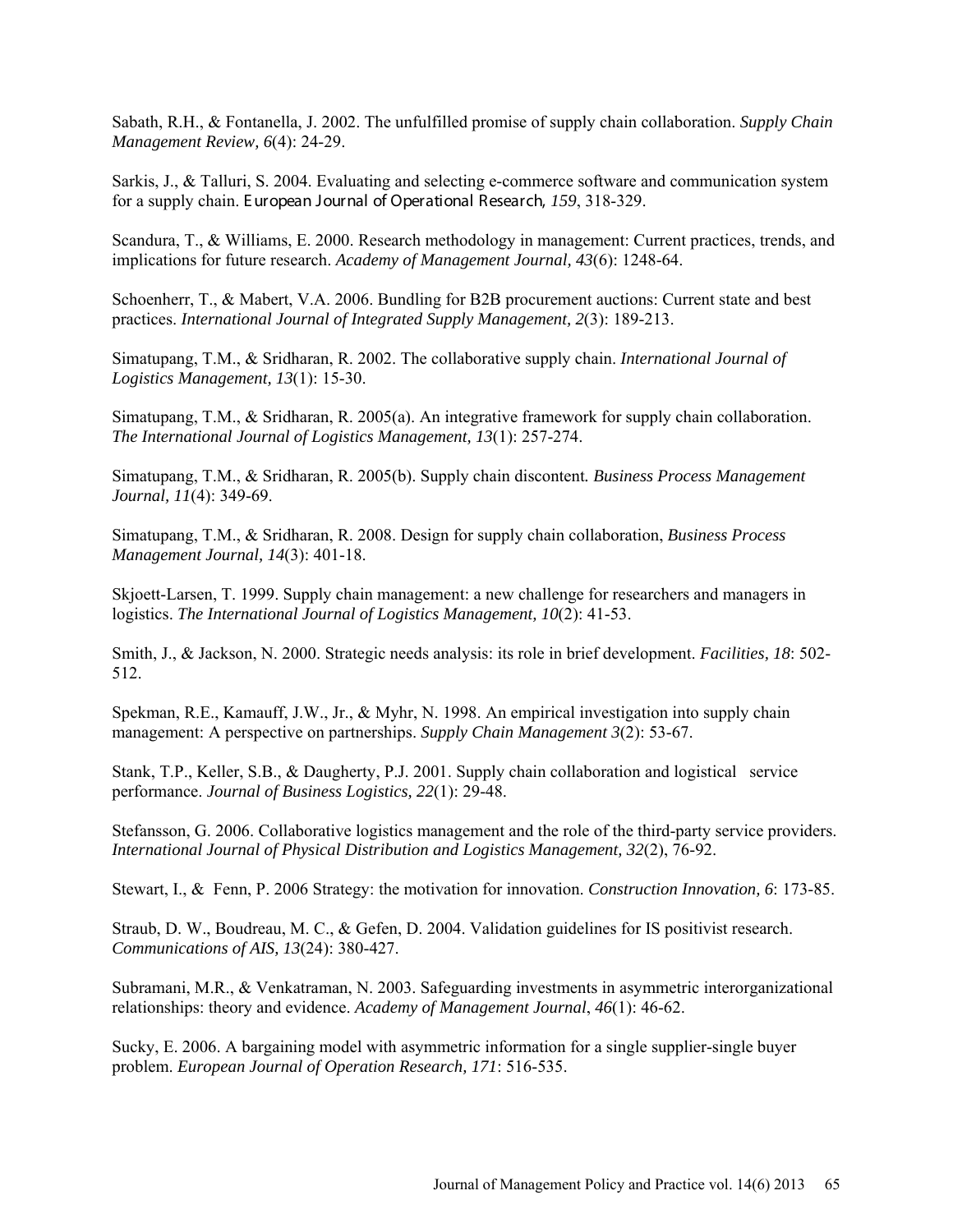Sabath, R.H., & Fontanella, J. 2002. The unfulfilled promise of supply chain collaboration. *Supply Chain Management Review, 6*(4): 24-29.

Sarkis, J., & Talluri, S. 2004. Evaluating and selecting e-commerce software and communication system for a supply chain. *European Journal of Operational Research, 159*, 318-329.

Scandura, T., & Williams, E. 2000. Research methodology in management: Current practices, trends, and implications for future research. *Academy of Management Journal, 43*(6): 1248-64.

Schoenherr, T., & Mabert, V.A. 2006. Bundling for B2B procurement auctions: Current state and best practices. *International Journal of Integrated Supply Management, 2*(3): 189-213.

Simatupang, T.M., & Sridharan, R. 2002. The collaborative supply chain. *International Journal of Logistics Management, 13*(1): 15-30.

Simatupang, T.M., & Sridharan, R. 2005(a). An integrative framework for supply chain collaboration. *The International Journal of Logistics Management, 13*(1): 257-274.

Simatupang, T.M., & Sridharan, R. 2005(b). Supply chain discontent. *Business Process Management Journal, 11*(4): 349-69.

Simatupang, T.M., & Sridharan, R. 2008. Design for supply chain collaboration, *Business Process Management Journal, 14*(3): 401-18.

Skjoett-Larsen, T. 1999. Supply chain management: a new challenge for researchers and managers in logistics. *The International Journal of Logistics Management, 10*(2): 41-53.

Smith, J., & Jackson, N. 2000. Strategic needs analysis: its role in brief development. *Facilities, 18*: 502-512.

Spekman, R.E., Kamauff, J.W., Jr., & Myhr, N. 1998. An empirical investigation into supply chain management: A perspective on partnerships. *Supply Chain Management 3*(2): 53-67.

Stank, T.P., Keller, S.B., & Daugherty, P.J. 2001. Supply chain collaboration and logistical service performance. *Journal of Business Logistics, 22*(1): 29-48.

Stefansson, G. 2006. Collaborative logistics management and the role of the third-party service providers. *International Journal of Physical Distribution and Logistics Management, 32*(2), 76-92.

Stewart, I., & Fenn, P. 2006 Strategy: the motivation for innovation. *Construction Innovation, 6*: 173-85.

Straub, D. W., Boudreau, M. C., & Gefen, D. 2004. Validation guidelines for IS positivist research. *Communications of AIS, 13*(24): 380-427.

Subramani, M.R., & Venkatraman, N. 2003. Safeguarding investments in asymmetric interorganizational relationships: theory and evidence. *Academy of Management Journal*, *46*(1): 46-62.

Sucky, E. 2006. A bargaining model with asymmetric information for a single supplier-single buyer problem. *European Journal of Operation Research, 171*: 516-535.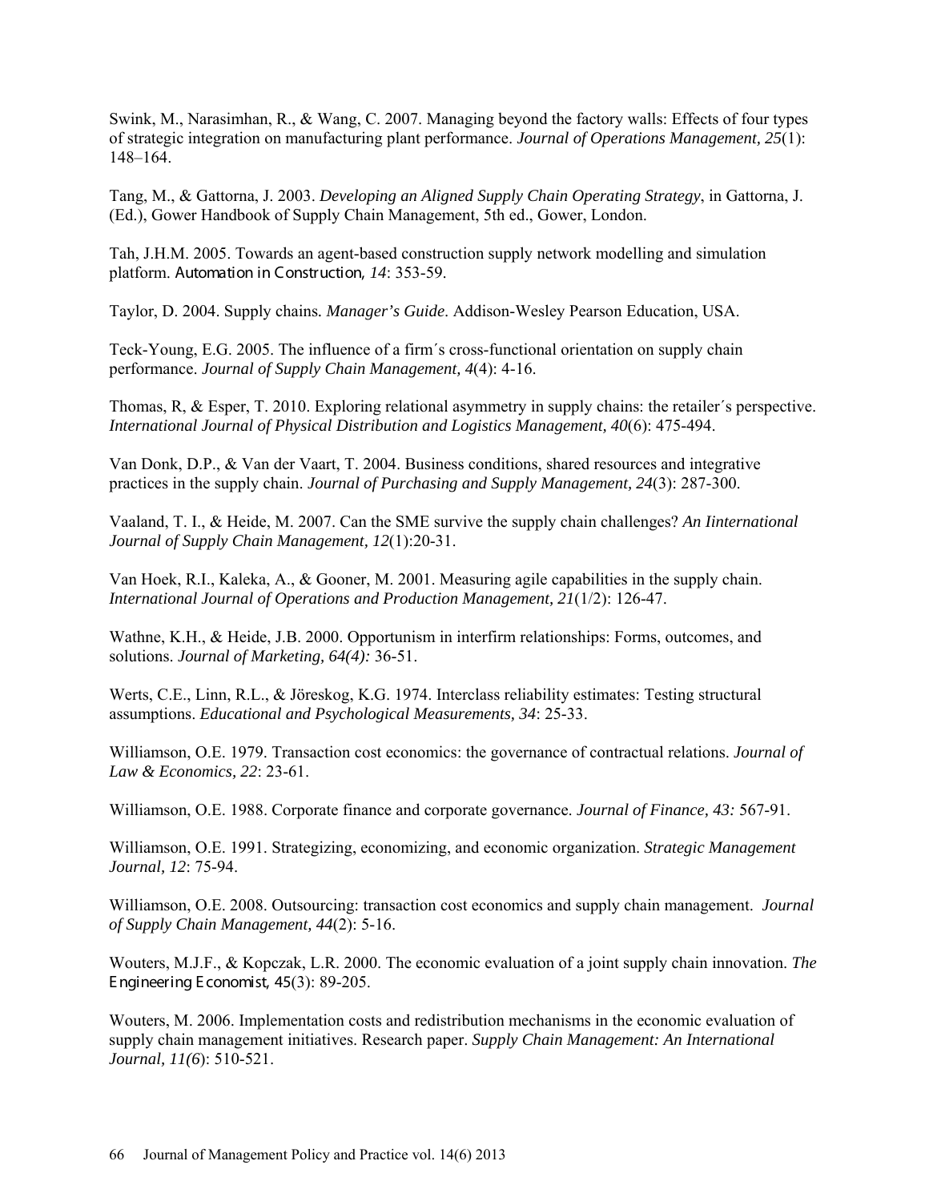Swink, M., Narasimhan, R., & Wang, C. 2007. Managing beyond the factory walls: Effects of four types of strategic integration on manufacturing plant performance. *Journal of Operations Management, 25*(1): 148–164.

Tang, M., & Gattorna, J. 2003. *Developing an Aligned Supply Chain Operating Strategy*, in Gattorna, J. (Ed.), Gower Handbook of Supply Chain Management, 5th ed., Gower, London.

Tah, J.H.M. 2005. Towards an agent-based construction supply network modelling and simulation platform. Automation in Construction, *14*: 353-59.

Taylor, D. 2004. Supply chains*. Manager's Guide*. Addison-Wesley Pearson Education, USA.

Teck-Young, E.G. 2005. The influence of a firm´s cross-functional orientation on supply chain performance. *Journal of Supply Chain Management, 4*(4): 4-16.

Thomas, R, & Esper, T. 2010. Exploring relational asymmetry in supply chains: the retailer´s perspective. *International Journal of Physical Distribution and Logistics Management, 40*(6): 475-494.

Van Donk, D.P., & Van der Vaart, T. 2004. Business conditions, shared resources and integrative practices in the supply chain. *Journal of Purchasing and Supply Management, 24*(3): 287-300.

Vaaland, T. I., & Heide, M. 2007. Can the SME survive the supply chain challenges? *An Iinternational Journal of Supply Chain Management, 12*(1):20-31.

Van Hoek, R.I., Kaleka, A., & Gooner, M. 2001. Measuring agile capabilities in the supply chain. *International Journal of Operations and Production Management, 21*(1/2): 126-47.

Wathne, K.H., & Heide, J.B. 2000. Opportunism in interfirm relationships: Forms, outcomes, and solutions. *Journal of Marketing, 64(4):* 36-51.

Werts, C.E., Linn, R.L., & Jöreskog, K.G. 1974. Interclass reliability estimates: Testing structural assumptions. *Educational and Psychological Measurements, 34*: 25-33.

Williamson, O.E. 1979. Transaction cost economics: the governance of contractual relations. *Journal of Law & Economics, 22*: 23-61.

Williamson, O.E. 1988. Corporate finance and corporate governance. *Journal of Finance, 43:* 567-91.

Williamson, O.E. 1991. Strategizing, economizing, and economic organization. *Strategic Management Journal, 12*: 75-94.

Williamson, O.E. 2008. Outsourcing: transaction cost economics and supply chain management. *Journal of Supply Chain Management, 44*(2): 5-16.

Wouters, M.J.F., & Kopczak, L.R. 2000. The economic evaluation of a joint supply chain innovation. *The* Engineering Economist*,* 45(3): 89-205.

Wouters, M. 2006. Implementation costs and redistribution mechanisms in the economic evaluation of supply chain management initiatives. Research paper. *Supply Chain Management: An International Journal, 11(6*): 510-521.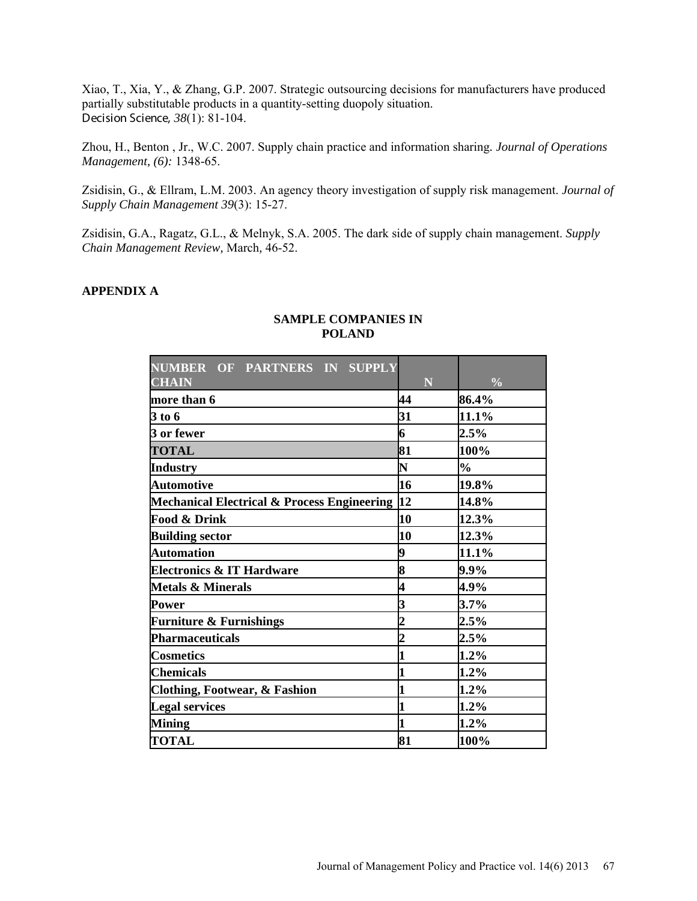Xiao, T., Xia, Y., & Zhang, G.P. 2007. Strategic outsourcing decisions for manufacturers have produced partially substitutable products in a quantity-setting duopoly situation. Decision Science, *38*(1): 81-104.

Zhou, H., Benton , Jr., W.C. 2007. Supply chain practice and information sharing. *Journal of Operations Management, (6):* 1348-65.

Zsidisin, G., & Ellram, L.M. 2003. An agency theory investigation of supply risk management. *Journal of Supply Chain Management 39*(3): 15-27.

Zsidisin, G.A., Ragatz, G.L., & Melnyk, S.A. 2005. The dark side of supply chain management. *Supply Chain Management Review*, March, 46-52.

**APPENDIX A**

**SAMPLE COMPANIES IN POLAND**

| NUMBER OF PARTNERS IN SUPPLY CHAIN | N | % |
|---|---|---|
| more than 6 | 44 | 86.4% |
| 3 to 6 | 31 | 11.1% |
| 3 or fewer | 6 | 2.5% |
| TOTAL | 81 | 100% |
| Industry | N | % |
| Automotive | 16 | 19.8% |
| Mechanical Electrical & Process Engineering | 12 | 14.8% |
| Food & Drink | 10 | 12.3% |
| Building sector | 10 | 12.3% |
| Automation | 9 | 11.1% |
| Electronics & IT Hardware | 8 | 9.9% |
| Metals & Minerals | 4 | 4.9% |
| Power | 3 | 3.7% |
| Furniture & Furnishings | 2 | 2.5% |
| Pharmaceuticals | 2 | 2.5% |
| Cosmetics | 1 | 1.2% |
| Chemicals | 1 | 1.2% |
| Clothing, Footwear, & Fashion | 1 | 1.2% |
| Legal services | 1 | 1.2% |
| Mining | 1 | 1.2% |
| TOTAL | 81 | 100% |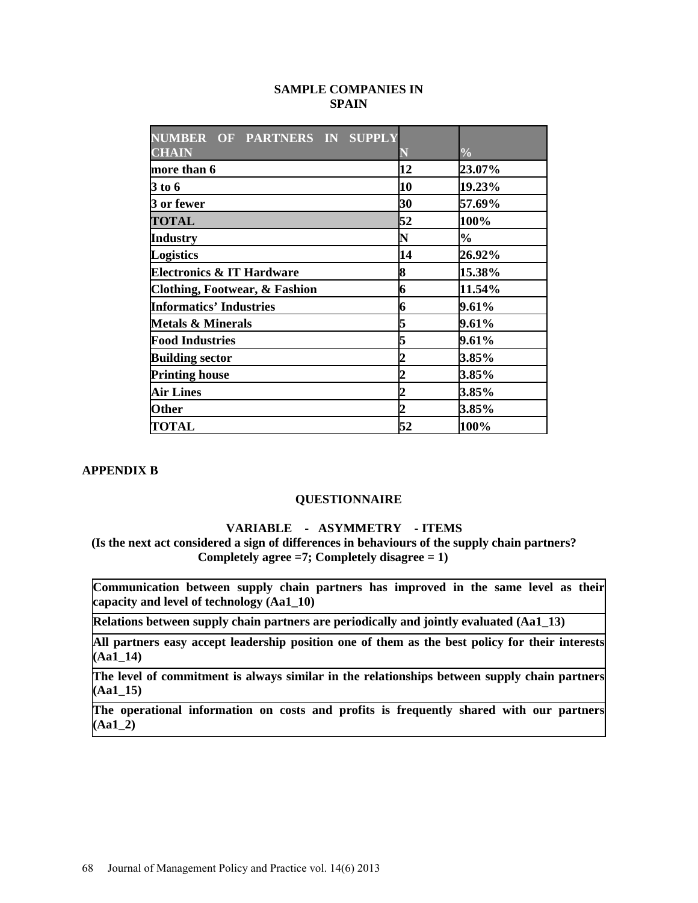**SAMPLE COMPANIES IN SPAIN**

| NUMBER OF PARTNERS IN SUPPLY CHAIN | N | % |
|---|---|---|
| more than 6 | 12 | 23.07% |
| 3 to 6 | 10 | 19.23% |
| 3 or fewer | 30 | 57.69% |
| TOTAL | 52 | 100% |
| Industry | N | % |
| Logistics | 14 | 26.92% |
| Electronics & IT Hardware | 8 | 15.38% |
| Clothing, Footwear, & Fashion | 6 | 11.54% |
| Informatics' Industries | 6 | 9.61% |
| Metals & Minerals | 5 | 9.61% |
| Food Industries | 5 | 9.61% |
| Building sector | 2 | 3.85% |
| Printing house | 2 | 3.85% |
| Air Lines | 2 | 3.85% |
| Other | 2 | 3.85% |
| TOTAL | 52 | 100% |

## APPENDIX B

### QUESTIONNAIRE

**VARIABLE - ASYMMETRY - ITEMS**

**(Is the next act considered a sign of differences in behaviours of the supply chain partners? Completely agree =7; Completely disagree = 1)**

| |
|---|
| Communication between supply chain partners has improved in the same level as their capacity and level of technology (Aa1_10) |
| Relations between supply chain partners are periodically and jointly evaluated (Aa1_13) |
| All partners easy accept leadership position one of them as the best policy for their interests (Aa1_14) |
| The level of commitment is always similar in the relationships between supply chain partners (Aa1_15) |
| The operational information on costs and profits is frequently shared with our partners (Aa1_2) |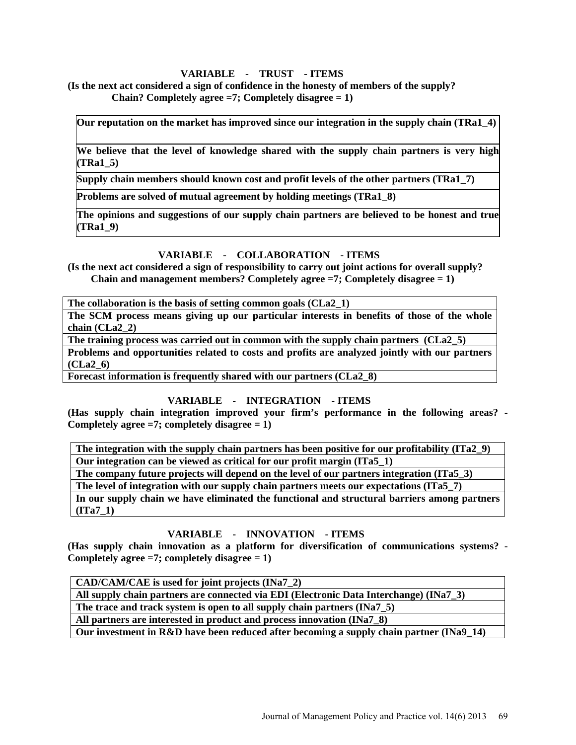**VARIABLE - TRUST - ITEMS**

**(Is the next act considered a sign of confidence in the honesty of members of the supply? Chain? Completely agree =7; Completely disagree = 1)**

| Our reputation on the market has improved since our integration in the supply chain (TRa1_4) |
|---|
| We believe that the level of knowledge shared with the supply chain partners is very high (TRa1_5) |
| Supply chain members should known cost and profit levels of the other partners (TRa1_7) |
| Problems are solved of mutual agreement by holding meetings (TRa1_8) |
| The opinions and suggestions of our supply chain partners are believed to be honest and true (TRa1_9) |

**VARIABLE - COLLABORATION - ITEMS**

**(Is the next act considered a sign of responsibility to carry out joint actions for overall supply? Chain and management members? Completely agree =7; Completely disagree = 1)**

| The collaboration is the basis of setting common goals (CLa2_1) |
|---|
| The SCM process means giving up our particular interests in benefits of those of the whole chain (CLa2_2) |
| The training process was carried out in common with the supply chain partners (CLa2_5) |
| Problems and opportunities related to costs and profits are analyzed jointly with our partners (CLa2_6) |
| Forecast information is frequently shared with our partners (CLa2_8) |

**VARIABLE - INTEGRATION - ITEMS**

**(Has supply chain integration improved your firm's performance in the following areas? - Completely agree =7; completely disagree = 1)**

| The integration with the supply chain partners has been positive for our profitability (ITa2_9) |
|---|
| Our integration can be viewed as critical for our profit margin (ITa5_1) |
| The company future projects will depend on the level of our partners integration (ITa5_3) |
| The level of integration with our supply chain partners meets our expectations (ITa5_7) |
| In our supply chain we have eliminated the functional and structural barriers among partners (ITa7_1) |

**VARIABLE - INNOVATION - ITEMS**

**(Has supply chain innovation as a platform for diversification of communications systems? - Completely agree =7; completely disagree = 1)**

| CAD/CAM/CAE is used for joint projects (INa7_2) |
|---|
| All supply chain partners are connected via EDI (Electronic Data Interchange) (INa7_3) |
| The trace and track system is open to all supply chain partners (INa7_5) |
| All partners are interested in product and process innovation (INa7_8) |
| Our investment in R&D have been reduced after becoming a supply chain partner (INa9_14) |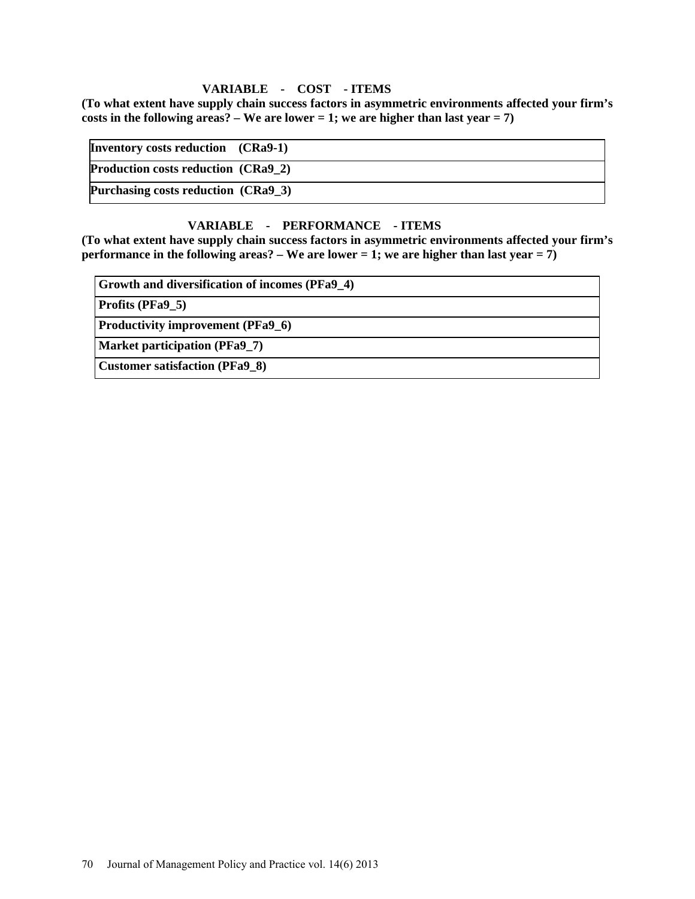**VARIABLE - COST - ITEMS**

**(To what extent have supply chain success factors in asymmetric environments affected your firm's costs in the following areas? – We are lower = 1; we are higher than last year = 7)**

| **Inventory costs reduction (CRa9-1)** |
|---|
| **Production costs reduction (CRa9_2)** |
| **Purchasing costs reduction (CRa9_3)** |

**VARIABLE - PERFORMANCE - ITEMS**

**(To what extent have supply chain success factors in asymmetric environments affected your firm's performance in the following areas? – We are lower = 1; we are higher than last year = 7)**

| **Growth and diversification of incomes (PFa9_4)** |
|---|
| **Profits (PFa9_5)** |
| **Productivity improvement (PFa9_6)** |
| **Market participation (PFa9_7)** |
| **Customer satisfaction (PFa9_8)** |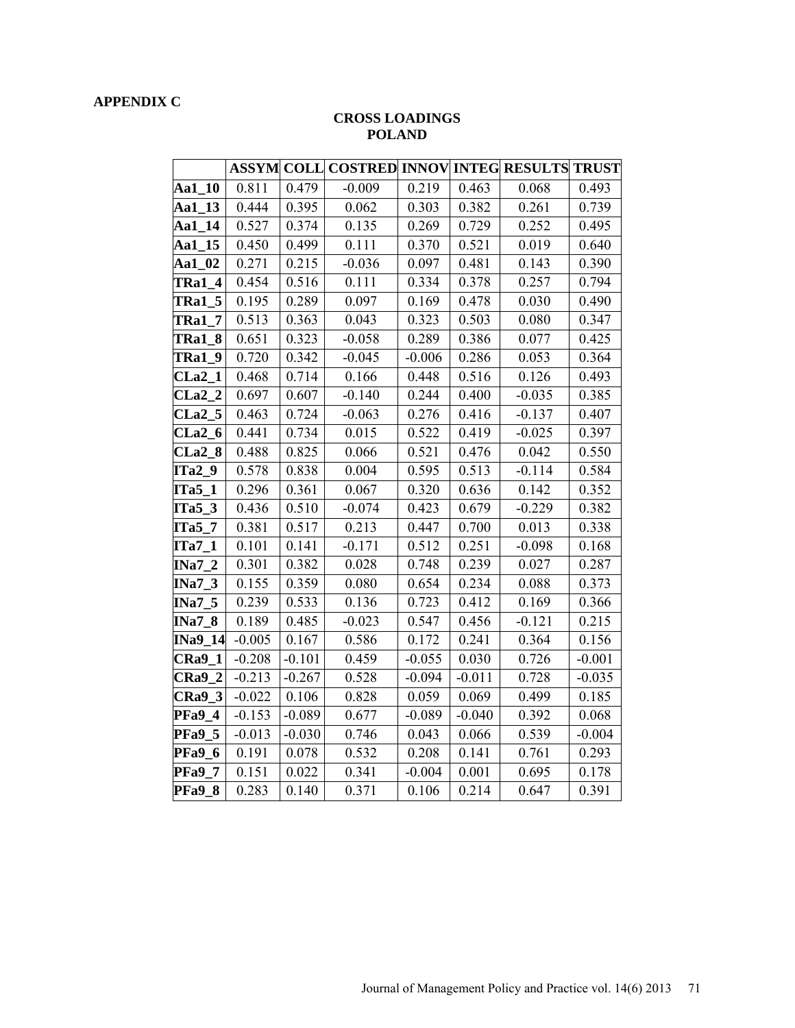## APPENDIX C

### CROSS LOADINGS
### POLAND

| | ASSYM | COLL | COSTRED | INNOV | INTEG | RESULTS | TRUST |
|---|---|---|---|---|---|---|---|
| **Aa1_10** | 0.811 | 0.479 | -0.009 | 0.219 | 0.463 | 0.068 | 0.493 |
| **Aa1_13** | 0.444 | 0.395 | 0.062 | 0.303 | 0.382 | 0.261 | 0.739 |
| **Aa1_14** | 0.527 | 0.374 | 0.135 | 0.269 | 0.729 | 0.252 | 0.495 |
| **Aa1_15** | 0.450 | 0.499 | 0.111 | 0.370 | 0.521 | 0.019 | 0.640 |
| **Aa1_02** | 0.271 | 0.215 | -0.036 | 0.097 | 0.481 | 0.143 | 0.390 |
| **TRa1_4** | 0.454 | 0.516 | 0.111 | 0.334 | 0.378 | 0.257 | 0.794 |
| **TRa1_5** | 0.195 | 0.289 | 0.097 | 0.169 | 0.478 | 0.030 | 0.490 |
| **TRa1_7** | 0.513 | 0.363 | 0.043 | 0.323 | 0.503 | 0.080 | 0.347 |
| **TRa1_8** | 0.651 | 0.323 | -0.058 | 0.289 | 0.386 | 0.077 | 0.425 |
| **TRa1_9** | 0.720 | 0.342 | -0.045 | -0.006 | 0.286 | 0.053 | 0.364 |
| **CLa2_1** | 0.468 | 0.714 | 0.166 | 0.448 | 0.516 | 0.126 | 0.493 |
| **CLa2_2** | 0.697 | 0.607 | -0.140 | 0.244 | 0.400 | -0.035 | 0.385 |
| **CLa2_5** | 0.463 | 0.724 | -0.063 | 0.276 | 0.416 | -0.137 | 0.407 |
| **CLa2_6** | 0.441 | 0.734 | 0.015 | 0.522 | 0.419 | -0.025 | 0.397 |
| **CLa2_8** | 0.488 | 0.825 | 0.066 | 0.521 | 0.476 | 0.042 | 0.550 |
| **ITa2_9** | 0.578 | 0.838 | 0.004 | 0.595 | 0.513 | -0.114 | 0.584 |
| **ITa5_1** | 0.296 | 0.361 | 0.067 | 0.320 | 0.636 | 0.142 | 0.352 |
| **ITa5_3** | 0.436 | 0.510 | -0.074 | 0.423 | 0.679 | -0.229 | 0.382 |
| **ITa5_7** | 0.381 | 0.517 | 0.213 | 0.447 | 0.700 | 0.013 | 0.338 |
| **ITa7_1** | 0.101 | 0.141 | -0.171 | 0.512 | 0.251 | -0.098 | 0.168 |
| **INa7_2** | 0.301 | 0.382 | 0.028 | 0.748 | 0.239 | 0.027 | 0.287 |
| **INa7_3** | 0.155 | 0.359 | 0.080 | 0.654 | 0.234 | 0.088 | 0.373 |
| **INa7_5** | 0.239 | 0.533 | 0.136 | 0.723 | 0.412 | 0.169 | 0.366 |
| **INa7_8** | 0.189 | 0.485 | -0.023 | 0.547 | 0.456 | -0.121 | 0.215 |
| **INa9_14** | -0.005 | 0.167 | 0.586 | 0.172 | 0.241 | 0.364 | 0.156 |
| **CRa9_1** | -0.208 | -0.101 | 0.459 | -0.055 | 0.030 | 0.726 | -0.001 |
| **CRa9_2** | -0.213 | -0.267 | 0.528 | -0.094 | -0.011 | 0.728 | -0.035 |
| **CRa9_3** | -0.022 | 0.106 | 0.828 | 0.059 | 0.069 | 0.499 | 0.185 |
| **PFa9_4** | -0.153 | -0.089 | 0.677 | -0.089 | -0.040 | 0.392 | 0.068 |
| **PFa9_5** | -0.013 | -0.030 | 0.746 | 0.043 | 0.066 | 0.539 | -0.004 |
| **PFa9_6** | 0.191 | 0.078 | 0.532 | 0.208 | 0.141 | 0.761 | 0.293 |
| **PFa9_7** | 0.151 | 0.022 | 0.341 | -0.004 | 0.001 | 0.695 | 0.178 |
| **PFa9_8** | 0.283 | 0.140 | 0.371 | 0.106 | 0.214 | 0.647 | 0.391 |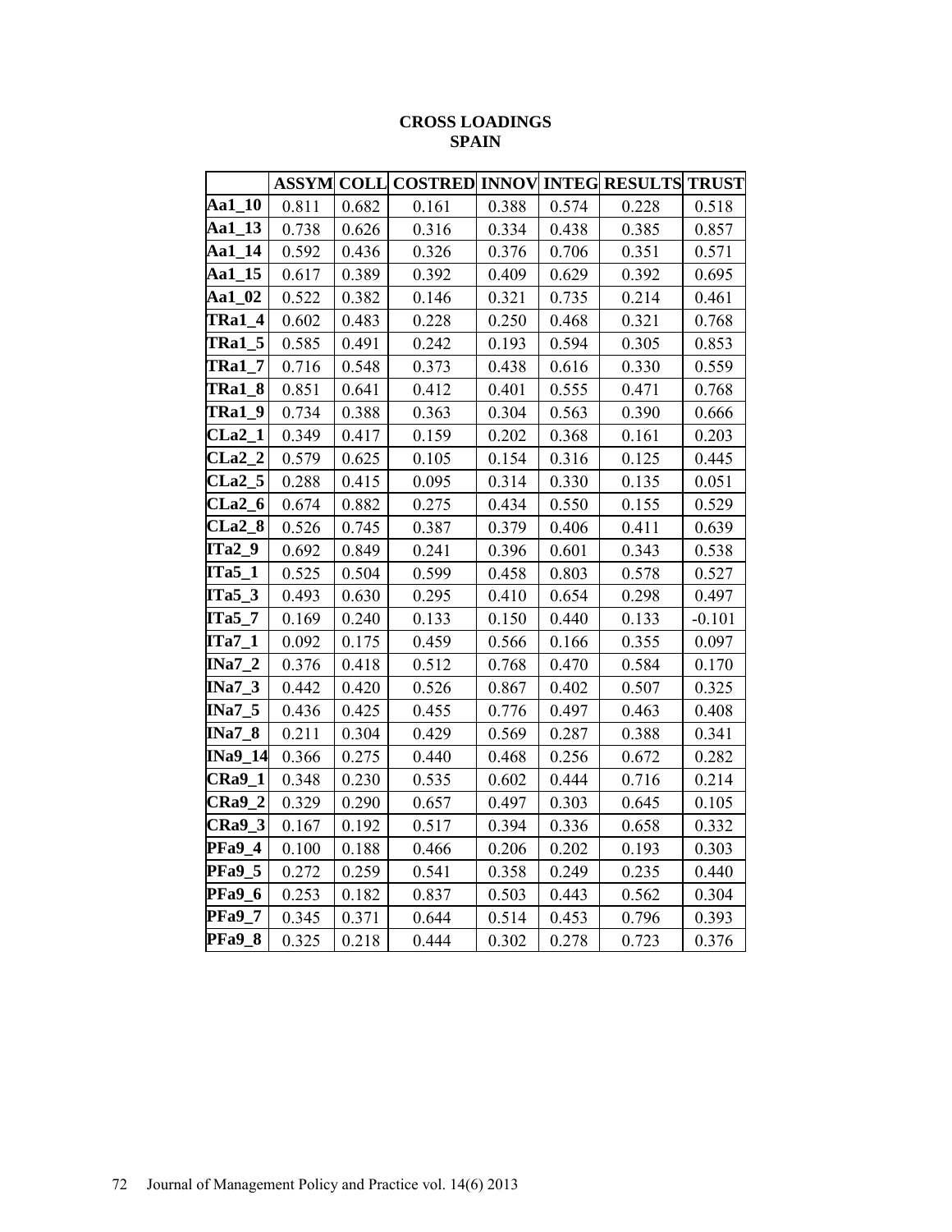**CROSS LOADINGS**
**SPAIN**

| | ASSYM | COLL | COSTRED | INNOV | INTEG | RESULTS | TRUST |
|---|---|---|---|---|---|---|---|
| Aa1_10 | 0.811 | 0.682 | 0.161 | 0.388 | 0.574 | 0.228 | 0.518 |
| Aa1_13 | 0.738 | 0.626 | 0.316 | 0.334 | 0.438 | 0.385 | 0.857 |
| Aa1_14 | 0.592 | 0.436 | 0.326 | 0.376 | 0.706 | 0.351 | 0.571 |
| Aa1_15 | 0.617 | 0.389 | 0.392 | 0.409 | 0.629 | 0.392 | 0.695 |
| Aa1_02 | 0.522 | 0.382 | 0.146 | 0.321 | 0.735 | 0.214 | 0.461 |
| TRa1_4 | 0.602 | 0.483 | 0.228 | 0.250 | 0.468 | 0.321 | 0.768 |
| TRa1_5 | 0.585 | 0.491 | 0.242 | 0.193 | 0.594 | 0.305 | 0.853 |
| TRa1_7 | 0.716 | 0.548 | 0.373 | 0.438 | 0.616 | 0.330 | 0.559 |
| TRa1_8 | 0.851 | 0.641 | 0.412 | 0.401 | 0.555 | 0.471 | 0.768 |
| TRa1_9 | 0.734 | 0.388 | 0.363 | 0.304 | 0.563 | 0.390 | 0.666 |
| CLa2_1 | 0.349 | 0.417 | 0.159 | 0.202 | 0.368 | 0.161 | 0.203 |
| CLa2_2 | 0.579 | 0.625 | 0.105 | 0.154 | 0.316 | 0.125 | 0.445 |
| CLa2_5 | 0.288 | 0.415 | 0.095 | 0.314 | 0.330 | 0.135 | 0.051 |
| CLa2_6 | 0.674 | 0.882 | 0.275 | 0.434 | 0.550 | 0.155 | 0.529 |
| CLa2_8 | 0.526 | 0.745 | 0.387 | 0.379 | 0.406 | 0.411 | 0.639 |
| ITa2_9 | 0.692 | 0.849 | 0.241 | 0.396 | 0.601 | 0.343 | 0.538 |
| ITa5_1 | 0.525 | 0.504 | 0.599 | 0.458 | 0.803 | 0.578 | 0.527 |
| ITa5_3 | 0.493 | 0.630 | 0.295 | 0.410 | 0.654 | 0.298 | 0.497 |
| ITa5_7 | 0.169 | 0.240 | 0.133 | 0.150 | 0.440 | 0.133 | -0.101 |
| ITa7_1 | 0.092 | 0.175 | 0.459 | 0.566 | 0.166 | 0.355 | 0.097 |
| INa7_2 | 0.376 | 0.418 | 0.512 | 0.768 | 0.470 | 0.584 | 0.170 |
| INa7_3 | 0.442 | 0.420 | 0.526 | 0.867 | 0.402 | 0.507 | 0.325 |
| INa7_5 | 0.436 | 0.425 | 0.455 | 0.776 | 0.497 | 0.463 | 0.408 |
| INa7_8 | 0.211 | 0.304 | 0.429 | 0.569 | 0.287 | 0.388 | 0.341 |
| INa9_14 | 0.366 | 0.275 | 0.440 | 0.468 | 0.256 | 0.672 | 0.282 |
| CRa9_1 | 0.348 | 0.230 | 0.535 | 0.602 | 0.444 | 0.716 | 0.214 |
| CRa9_2 | 0.329 | 0.290 | 0.657 | 0.497 | 0.303 | 0.645 | 0.105 |
| CRa9_3 | 0.167 | 0.192 | 0.517 | 0.394 | 0.336 | 0.658 | 0.332 |
| PFa9_4 | 0.100 | 0.188 | 0.466 | 0.206 | 0.202 | 0.193 | 0.303 |
| PFa9_5 | 0.272 | 0.259 | 0.541 | 0.358 | 0.249 | 0.235 | 0.440 |
| PFa9_6 | 0.253 | 0.182 | 0.837 | 0.503 | 0.443 | 0.562 | 0.304 |
| PFa9_7 | 0.345 | 0.371 | 0.644 | 0.514 | 0.453 | 0.796 | 0.393 |
| PFa9_8 | 0.325 | 0.218 | 0.444 | 0.302 | 0.278 | 0.723 | 0.376 |